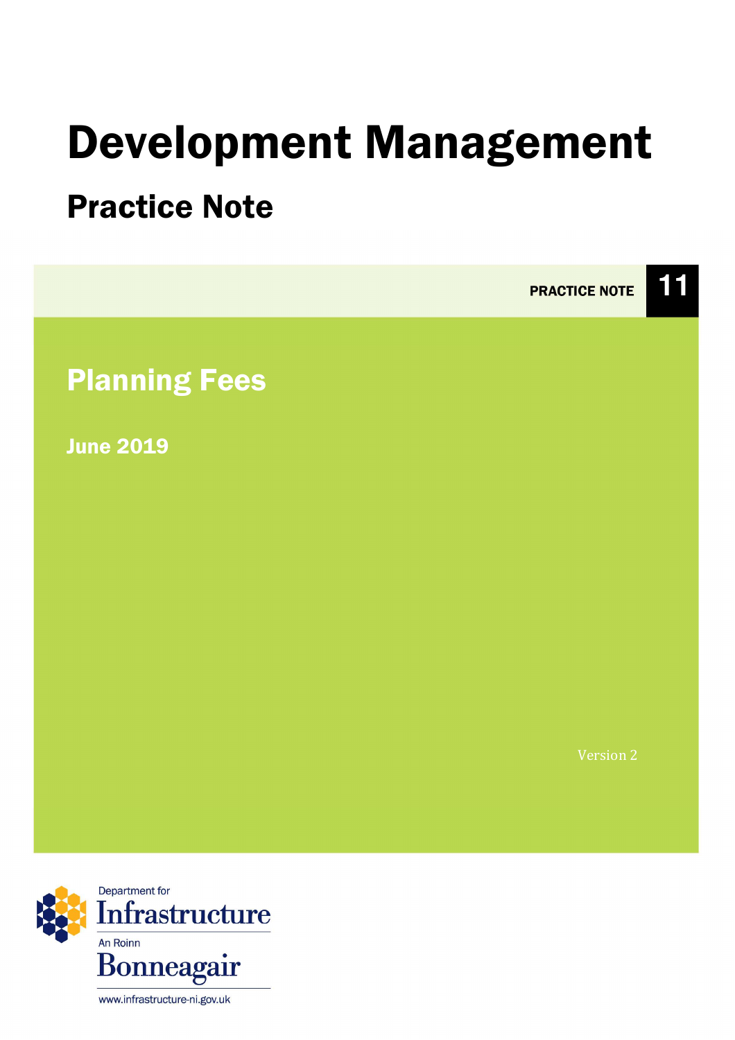# Development Management

## Practice Note

PRACTICE NOTE **11**

## Planning Fees

**June 2019**

Version 2

Department for Infrastructure

An Roinn Bonneagair

www.infrastructure-ni.gov.uk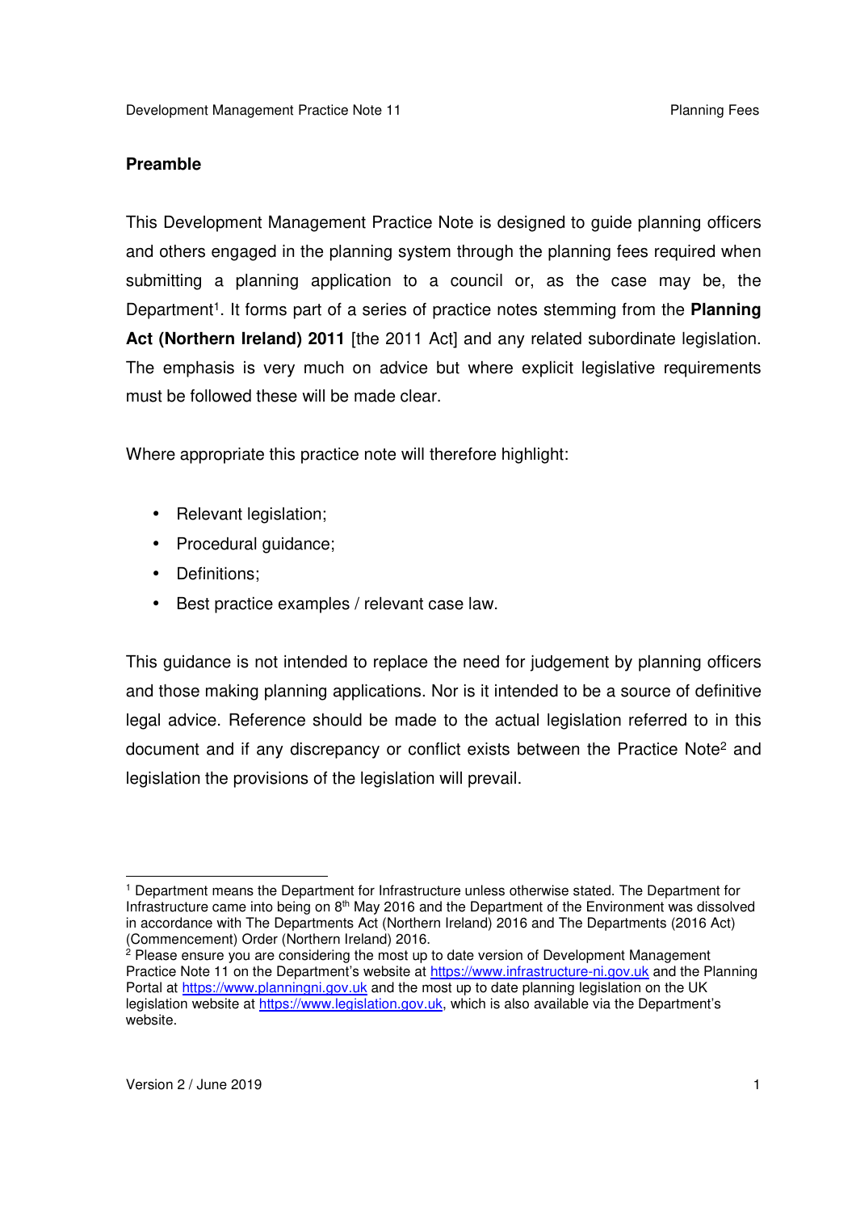## Preamble

This Development Management Practice Note is designed to guide planning officers and others engaged in the planning system through the planning fees required when submitting a planning application to a council or, as the case may be, the Department[1]. It forms part of a series of practice notes stemming from the **Planning Act (Northern Ireland) 2011** [the 2011 Act] and any related subordinate legislation. The emphasis is very much on advice but where explicit legislative requirements must be followed these will be made clear.

Where appropriate this practice note will therefore highlight:

- Relevant legislation;
- Procedural guidance;
- Definitions;
- Best practice examples / relevant case law.

This guidance is not intended to replace the need for judgement by planning officers and those making planning applications. Nor is it intended to be a source of definitive legal advice. Reference should be made to the actual legislation referred to in this document and if any discrepancy or conflict exists between the Practice Note[2] and legislation the provisions of the legislation will prevail.

---

[1] Department means the Department for Infrastructure unless otherwise stated. The Department for Infrastructure came into being on 8th May 2016 and the Department of the Environment was dissolved in accordance with The Departments Act (Northern Ireland) 2016 and The Departments (2016 Act) (Commencement) Order (Northern Ireland) 2016.

[2] Please ensure you are considering the most up to date version of Development Management Practice Note 11 on the Department's website at https://www.infrastructure-ni.gov.uk and the Planning Portal at https://www.planningni.gov.uk and the most up to date planning legislation on the UK legislation website at https://www.legislation.gov.uk, which is also available via the Department's website.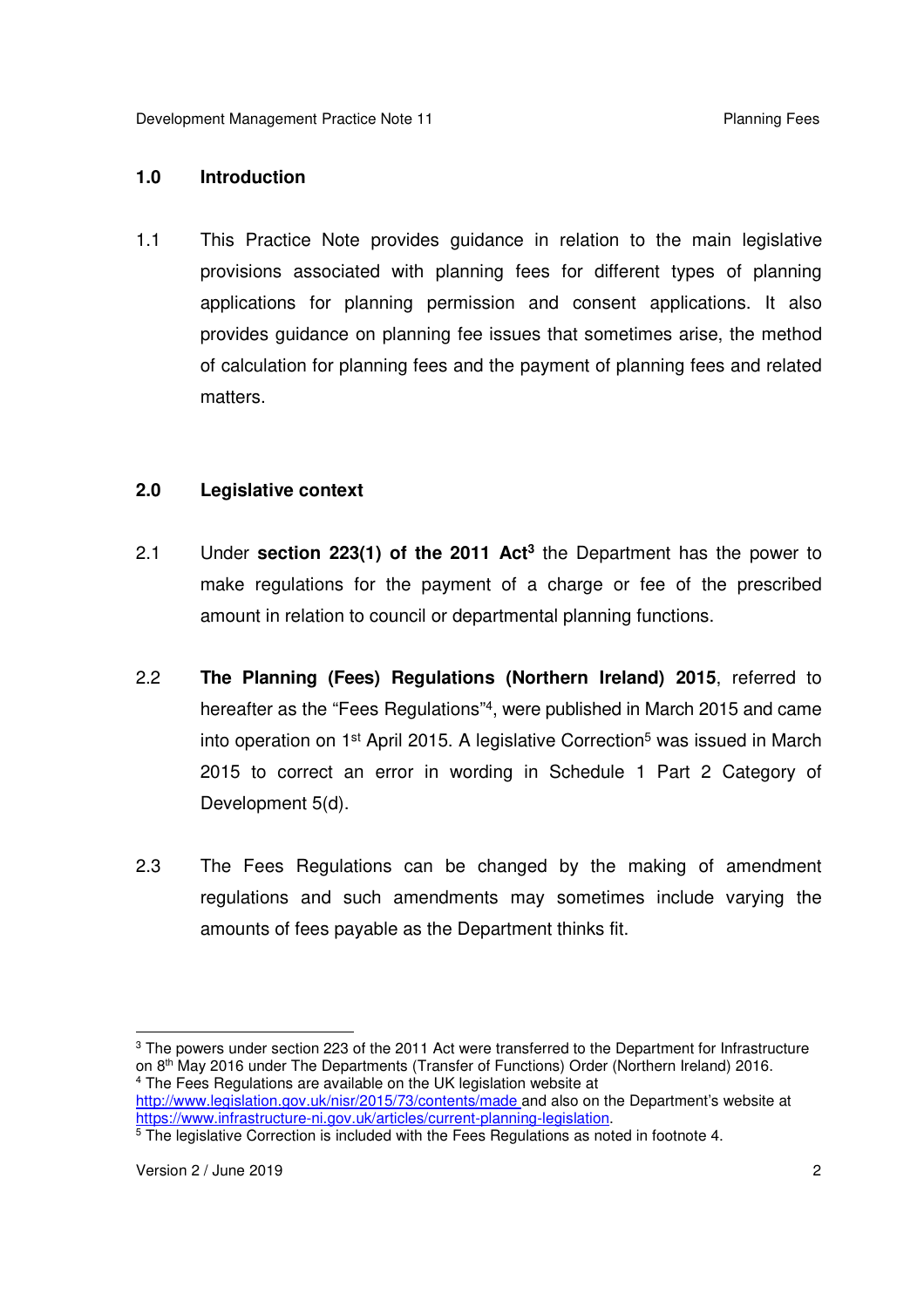## 1.0 Introduction

1.1 This Practice Note provides guidance in relation to the main legislative provisions associated with planning fees for different types of planning applications for planning permission and consent applications. It also provides guidance on planning fee issues that sometimes arise, the method of calculation for planning fees and the payment of planning fees and related matters.

## 2.0 Legislative context

2.1 Under **section 223(1) of the 2011 Act**[3] the Department has the power to make regulations for the payment of a charge or fee of the prescribed amount in relation to council or departmental planning functions.

2.2 **The Planning (Fees) Regulations (Northern Ireland) 2015**, referred to hereafter as the "Fees Regulations"[4], were published in March 2015 and came into operation on 1st April 2015. A legislative Correction[5] was issued in March 2015 to correct an error in wording in Schedule 1 Part 2 Category of Development 5(d).

2.3 The Fees Regulations can be changed by the making of amendment regulations and such amendments may sometimes include varying the amounts of fees payable as the Department thinks fit.

---

[3] The powers under section 223 of the 2011 Act were transferred to the Department for Infrastructure on 8th May 2016 under The Departments (Transfer of Functions) Order (Northern Ireland) 2016.

[4] The Fees Regulations are available on the UK legislation website at http://www.legislation.gov.uk/nisr/2015/73/contents/made and also on the Department's website at https://www.infrastructure-ni.gov.uk/articles/current-planning-legislation.

[5] The legislative Correction is included with the Fees Regulations as noted in footnote 4.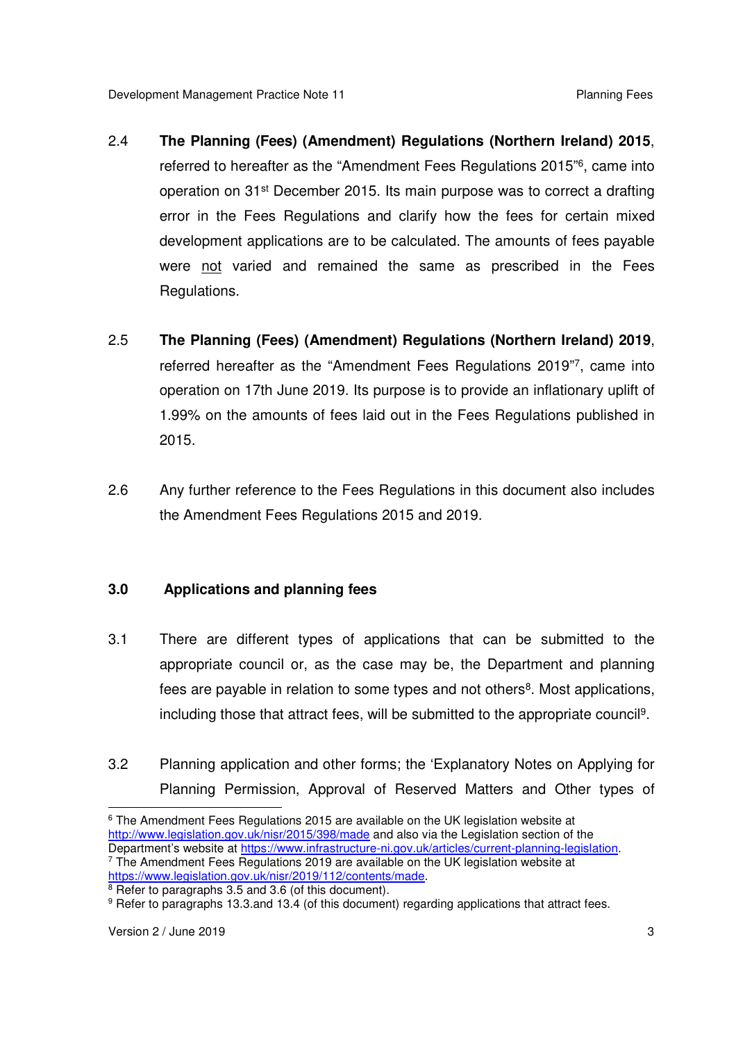2.4 **The Planning (Fees) (Amendment) Regulations (Northern Ireland) 2015**, referred to hereafter as the "Amendment Fees Regulations 2015"[6], came into operation on 31st December 2015. Its main purpose was to correct a drafting error in the Fees Regulations and clarify how the fees for certain mixed development applications are to be calculated. The amounts of fees payable were not varied and remained the same as prescribed in the Fees Regulations.

2.5 **The Planning (Fees) (Amendment) Regulations (Northern Ireland) 2019**, referred hereafter as the "Amendment Fees Regulations 2019"[7], came into operation on 17th June 2019. Its purpose is to provide an inflationary uplift of 1.99% on the amounts of fees laid out in the Fees Regulations published in 2015.

2.6 Any further reference to the Fees Regulations in this document also includes the Amendment Fees Regulations 2015 and 2019.

## 3.0 Applications and planning fees

3.1 There are different types of applications that can be submitted to the appropriate council or, as the case may be, the Department and planning fees are payable in relation to some types and not others[8]. Most applications, including those that attract fees, will be submitted to the appropriate council[9].

3.2 Planning application and other forms; the 'Explanatory Notes on Applying for Planning Permission, Approval of Reserved Matters and Other types of

---

[6] The Amendment Fees Regulations 2015 are available on the UK legislation website at http://www.legislation.gov.uk/nisr/2015/398/made and also via the Legislation section of the Department's website at https://www.infrastructure-ni.gov.uk/articles/current-planning-legislation.

[7] The Amendment Fees Regulations 2019 are available on the UK legislation website at https://www.legislation.gov.uk/nisr/2019/112/contents/made.

[8] Refer to paragraphs 3.5 and 3.6 (of this document).

[9] Refer to paragraphs 13.3.and 13.4 (of this document) regarding applications that attract fees.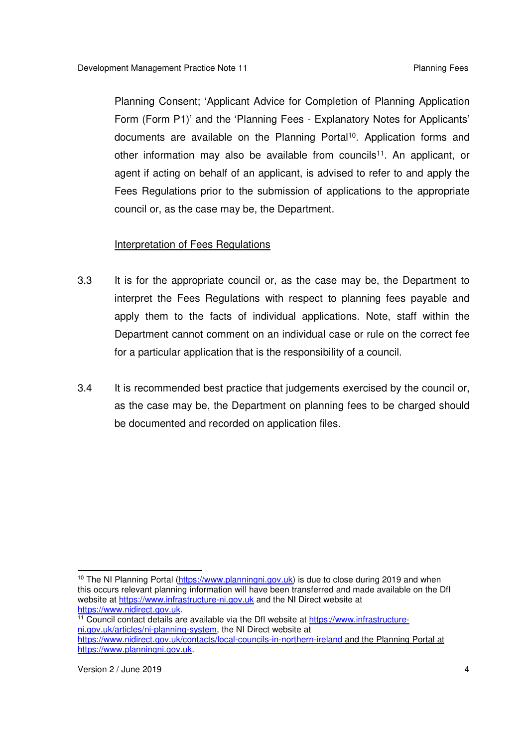Planning Consent; 'Applicant Advice for Completion of Planning Application Form (Form P1)' and the 'Planning Fees - Explanatory Notes for Applicants' documents are available on the Planning Portal[10]. Application forms and other information may also be available from councils[11]. An applicant, or agent if acting on behalf of an applicant, is advised to refer to and apply the Fees Regulations prior to the submission of applications to the appropriate council or, as the case may be, the Department.

<u>Interpretation of Fees Regulations</u>

3.3 It is for the appropriate council or, as the case may be, the Department to interpret the Fees Regulations with respect to planning fees payable and apply them to the facts of individual applications. Note, staff within the Department cannot comment on an individual case or rule on the correct fee for a particular application that is the responsibility of a council.

3.4 It is recommended best practice that judgements exercised by the council or, as the case may be, the Department on planning fees to be charged should be documented and recorded on application files.

---

[10] The NI Planning Portal (https://www.planningni.gov.uk) is due to close during 2019 and when this occurs relevant planning information will have been transferred and made available on the DfI website at https://www.infrastructure-ni.gov.uk and the NI Direct website at https://www.nidirect.gov.uk.

[11] Council contact details are available via the DfI website at https://www.infrastructure-ni.gov.uk/articles/ni-planning-system, the NI Direct website at https://www.nidirect.gov.uk/contacts/local-councils-in-northern-ireland and the Planning Portal at https://www.planningni.gov.uk.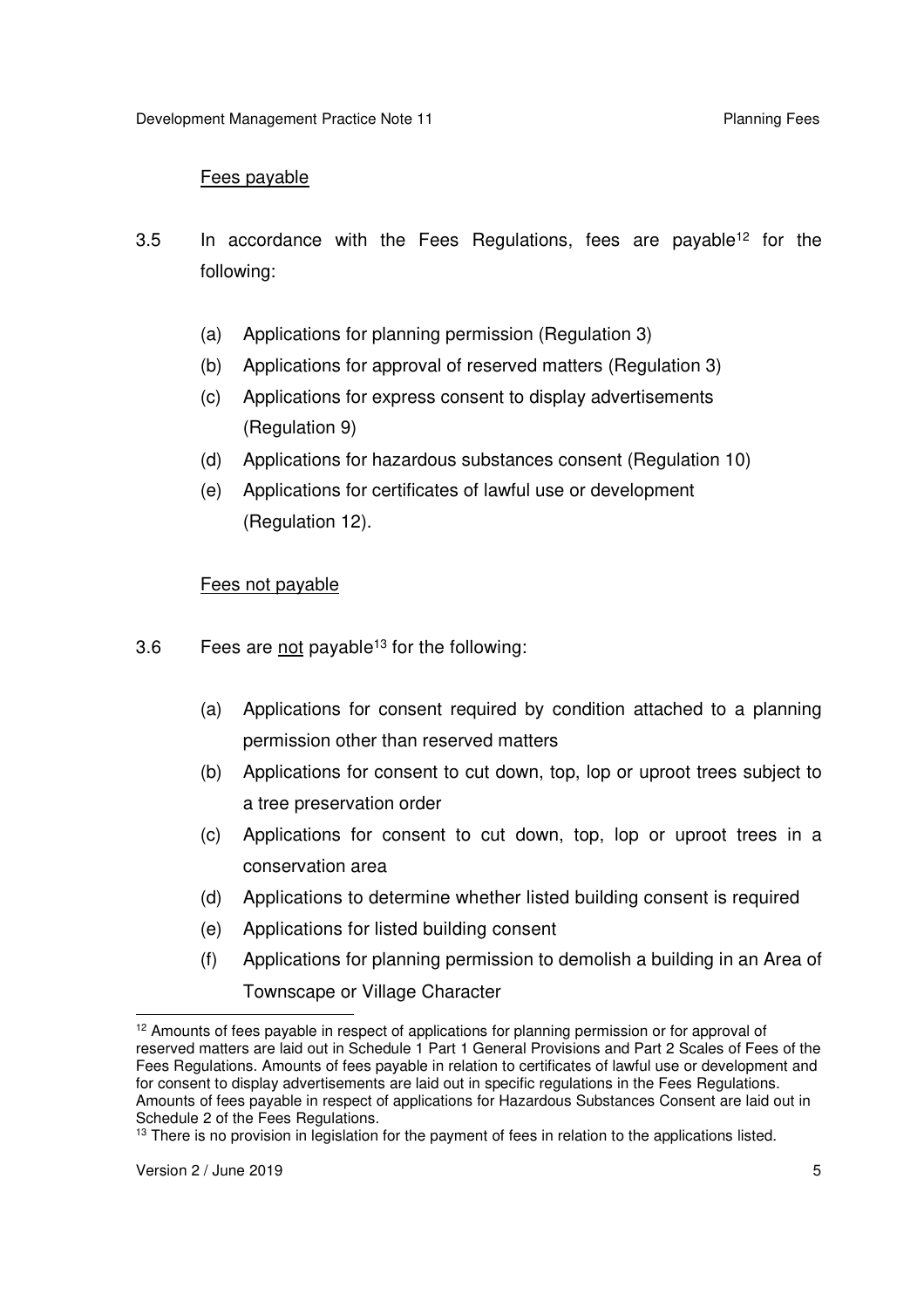### Fees payable

3.5 In accordance with the Fees Regulations, fees are payable[12] for the following:

(a) Applications for planning permission (Regulation 3)
(b) Applications for approval of reserved matters (Regulation 3)
(c) Applications for express consent to display advertisements (Regulation 9)
(d) Applications for hazardous substances consent (Regulation 10)
(e) Applications for certificates of lawful use or development (Regulation 12).

### Fees not payable

3.6 Fees are <u>not</u> payable[13] for the following:

(a) Applications for consent required by condition attached to a planning permission other than reserved matters
(b) Applications for consent to cut down, top, lop or uproot trees subject to a tree preservation order
(c) Applications for consent to cut down, top, lop or uproot trees in a conservation area
(d) Applications to determine whether listed building consent is required
(e) Applications for listed building consent
(f) Applications for planning permission to demolish a building in an Area of Townscape or Village Character

---

[12] Amounts of fees payable in respect of applications for planning permission or for approval of reserved matters are laid out in Schedule 1 Part 1 General Provisions and Part 2 Scales of Fees of the Fees Regulations. Amounts of fees payable in relation to certificates of lawful use or development and for consent to display advertisements are laid out in specific regulations in the Fees Regulations. Amounts of fees payable in respect of applications for Hazardous Substances Consent are laid out in Schedule 2 of the Fees Regulations.

[13] There is no provision in legislation for the payment of fees in relation to the applications listed.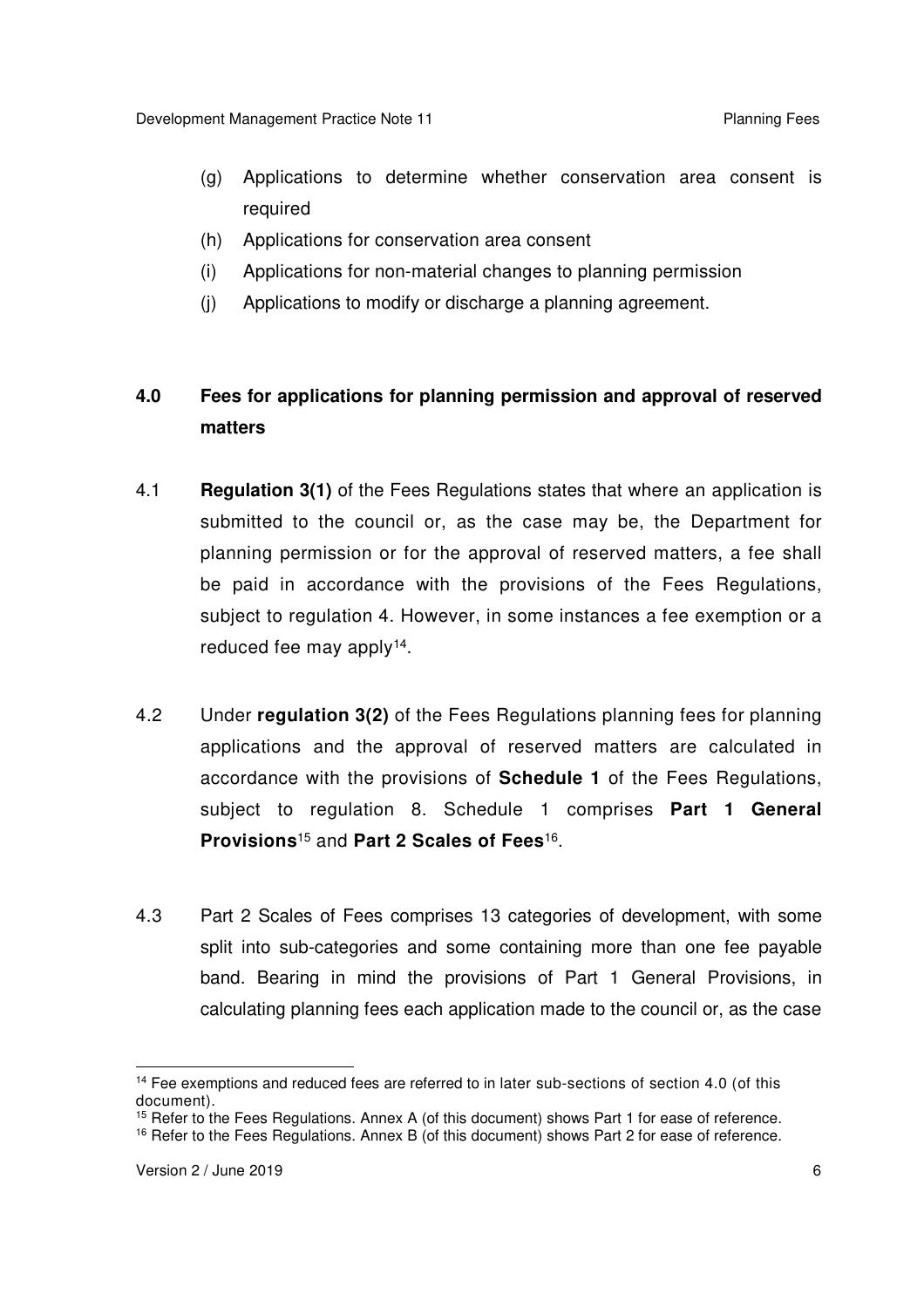(g) Applications to determine whether conservation area consent is required

(h) Applications for conservation area consent

(i) Applications for non-material changes to planning permission

(j) Applications to modify or discharge a planning agreement.

## 4.0 Fees for applications for planning permission and approval of reserved matters

4.1 **Regulation 3(1)** of the Fees Regulations states that where an application is submitted to the council or, as the case may be, the Department for planning permission or for the approval of reserved matters, a fee shall be paid in accordance with the provisions of the Fees Regulations, subject to regulation 4. However, in some instances a fee exemption or a reduced fee may apply[14].

4.2 Under **regulation 3(2)** of the Fees Regulations planning fees for planning applications and the approval of reserved matters are calculated in accordance with the provisions of **Schedule 1** of the Fees Regulations, subject to regulation 8. Schedule 1 comprises **Part 1 General Provisions**[15] and **Part 2 Scales of Fees**[16].

4.3 Part 2 Scales of Fees comprises 13 categories of development, with some split into sub-categories and some containing more than one fee payable band. Bearing in mind the provisions of Part 1 General Provisions, in calculating planning fees each application made to the council or, as the case

[14] Fee exemptions and reduced fees are referred to in later sub-sections of section 4.0 (of this document).

[15] Refer to the Fees Regulations. Annex A (of this document) shows Part 1 for ease of reference.

[16] Refer to the Fees Regulations. Annex B (of this document) shows Part 2 for ease of reference.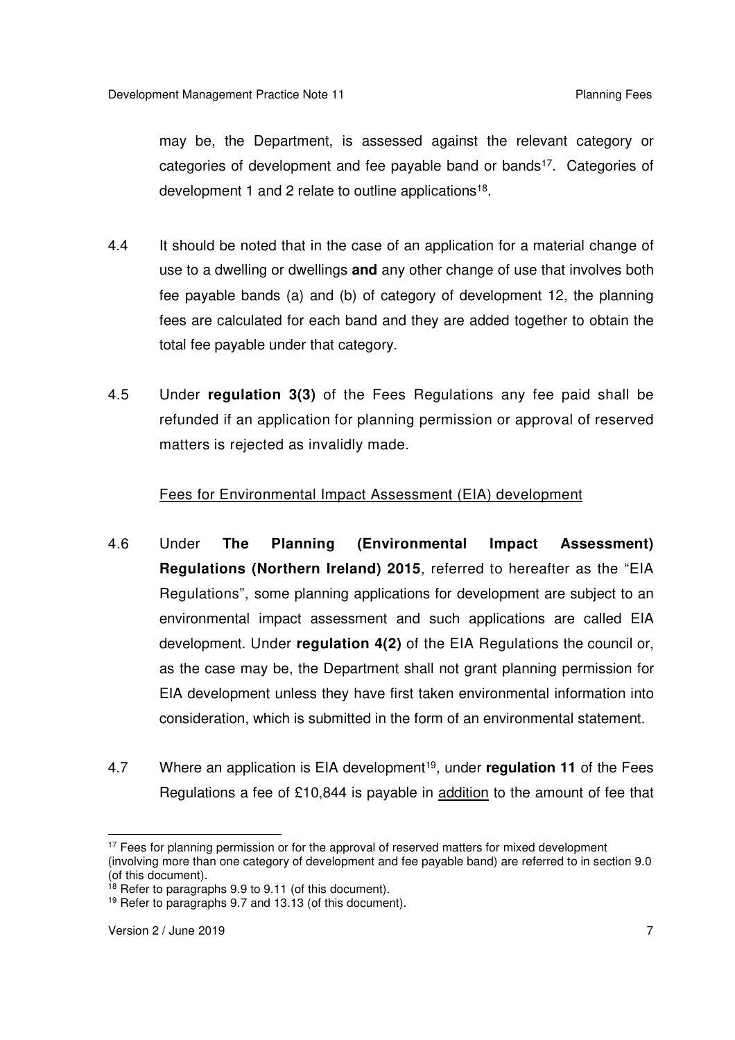may be, the Department, is assessed against the relevant category or categories of development and fee payable band or bands[17]. Categories of development 1 and 2 relate to outline applications[18].

4.4 It should be noted that in the case of an application for a material change of use to a dwelling or dwellings **and** any other change of use that involves both fee payable bands (a) and (b) of category of development 12, the planning fees are calculated for each band and they are added together to obtain the total fee payable under that category.

4.5 Under **regulation 3(3)** of the Fees Regulations any fee paid shall be refunded if an application for planning permission or approval of reserved matters is rejected as invalidly made.

Fees for Environmental Impact Assessment (EIA) development

4.6 Under **The Planning (Environmental Impact Assessment) Regulations (Northern Ireland) 2015**, referred to hereafter as the "EIA Regulations", some planning applications for development are subject to an environmental impact assessment and such applications are called EIA development. Under **regulation 4(2)** of the EIA Regulations the council or, as the case may be, the Department shall not grant planning permission for EIA development unless they have first taken environmental information into consideration, which is submitted in the form of an environmental statement.

4.7 Where an application is EIA development[19], under **regulation 11** of the Fees Regulations a fee of £10,844 is payable in addition to the amount of fee that

---

[17] Fees for planning permission or for the approval of reserved matters for mixed development (involving more than one category of development and fee payable band) are referred to in section 9.0 (of this document).

[18] Refer to paragraphs 9.9 to 9.11 (of this document).

[19] Refer to paragraphs 9.7 and 13.13 (of this document).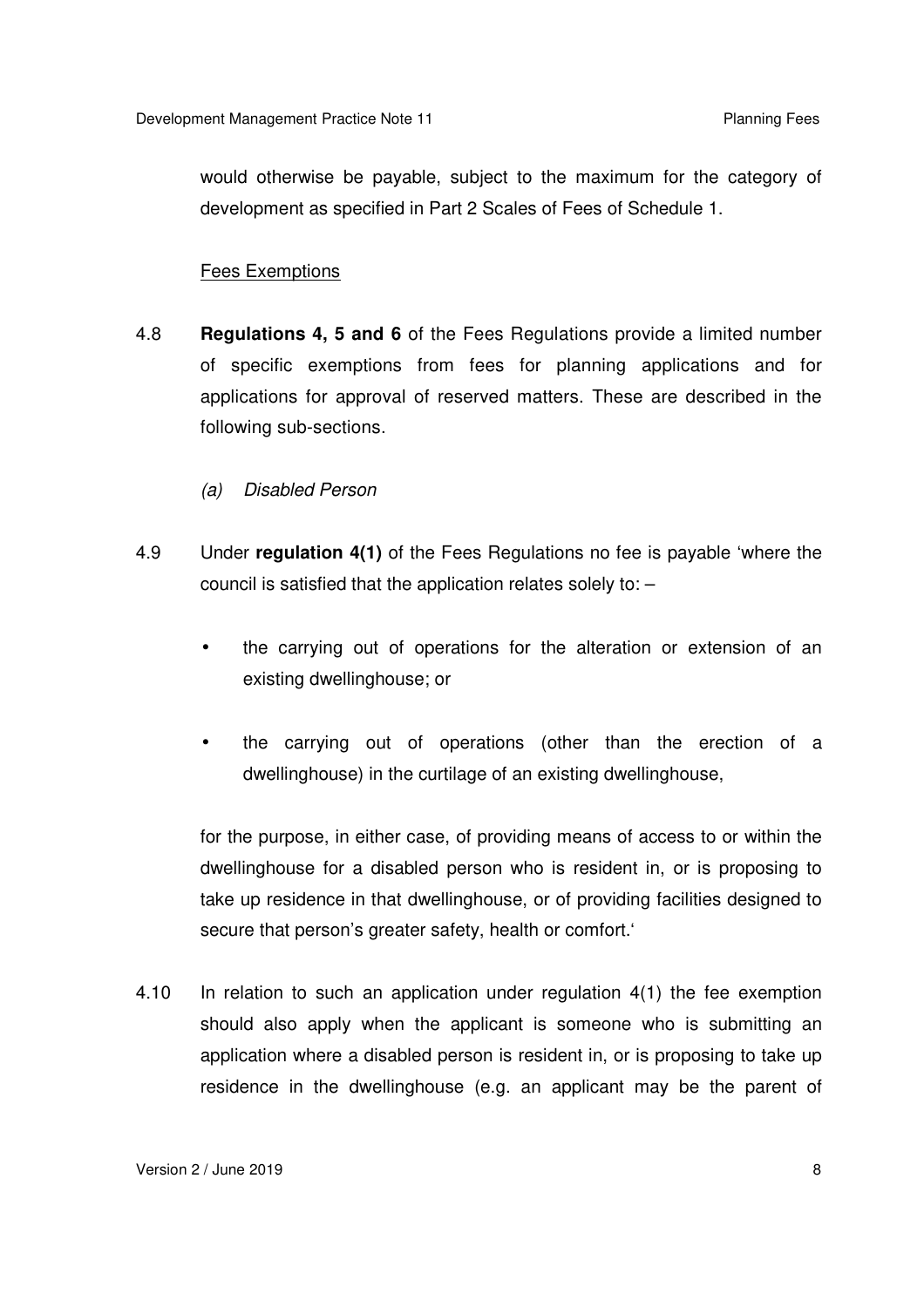would otherwise be payable, subject to the maximum for the category of development as specified in Part 2 Scales of Fees of Schedule 1.

Fees Exemptions

4.8 **Regulations 4, 5 and 6** of the Fees Regulations provide a limited number of specific exemptions from fees for planning applications and for applications for approval of reserved matters. These are described in the following sub-sections.

*(a) Disabled Person*

4.9 Under **regulation 4(1)** of the Fees Regulations no fee is payable 'where the council is satisfied that the application relates solely to: –

- the carrying out of operations for the alteration or extension of an existing dwellinghouse; or
- the carrying out of operations (other than the erection of a dwellinghouse) in the curtilage of an existing dwellinghouse,

for the purpose, in either case, of providing means of access to or within the dwellinghouse for a disabled person who is resident in, or is proposing to take up residence in that dwellinghouse, or of providing facilities designed to secure that person's greater safety, health or comfort.'

4.10 In relation to such an application under regulation 4(1) the fee exemption should also apply when the applicant is someone who is submitting an application where a disabled person is resident in, or is proposing to take up residence in the dwellinghouse (e.g. an applicant may be the parent of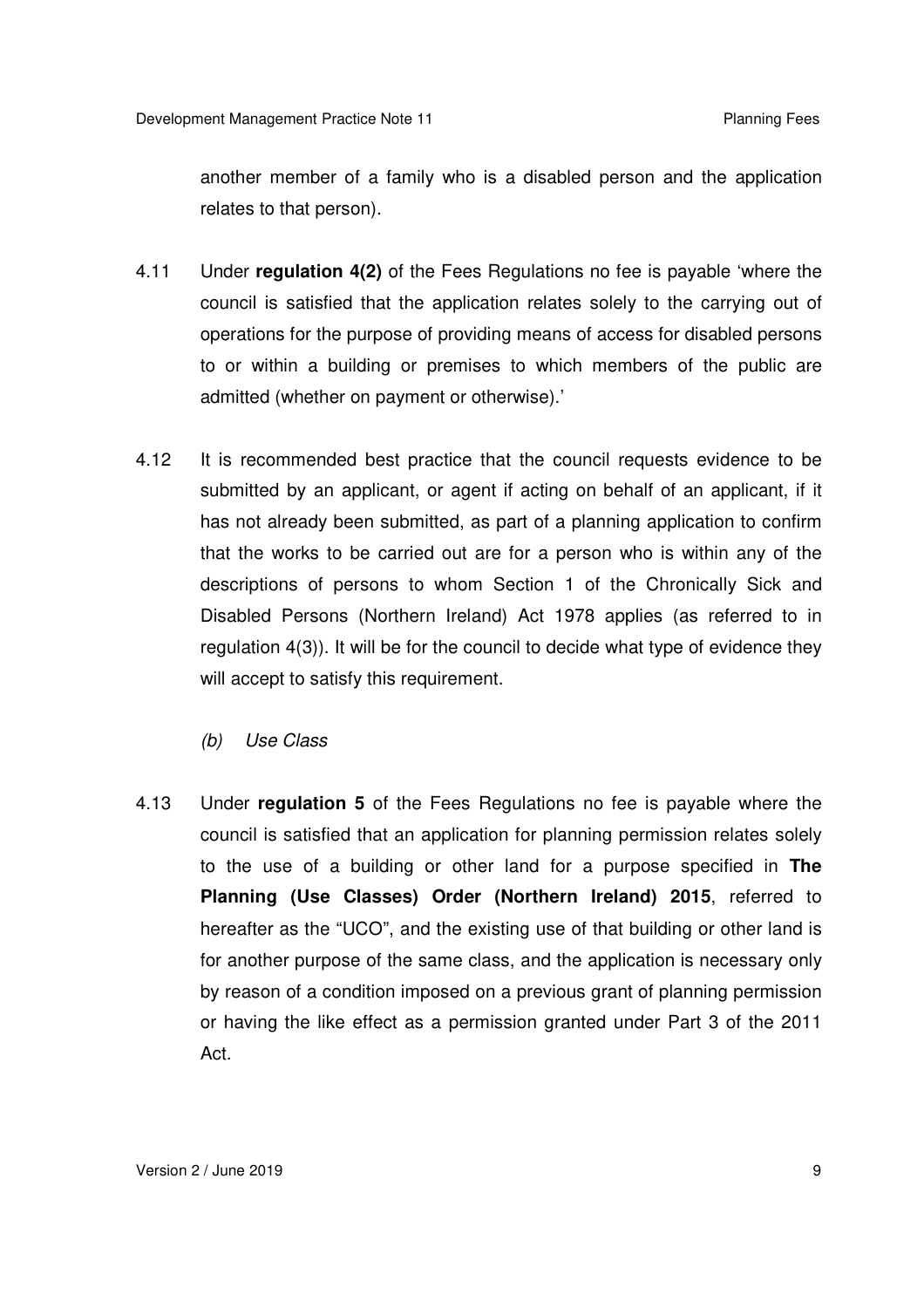another member of a family who is a disabled person and the application relates to that person).

4.11 Under **regulation 4(2)** of the Fees Regulations no fee is payable 'where the council is satisfied that the application relates solely to the carrying out of operations for the purpose of providing means of access for disabled persons to or within a building or premises to which members of the public are admitted (whether on payment or otherwise).'

4.12 It is recommended best practice that the council requests evidence to be submitted by an applicant, or agent if acting on behalf of an applicant, if it has not already been submitted, as part of a planning application to confirm that the works to be carried out are for a person who is within any of the descriptions of persons to whom Section 1 of the Chronically Sick and Disabled Persons (Northern Ireland) Act 1978 applies (as referred to in regulation 4(3)). It will be for the council to decide what type of evidence they will accept to satisfy this requirement.

*(b) Use Class*

4.13 Under **regulation 5** of the Fees Regulations no fee is payable where the council is satisfied that an application for planning permission relates solely to the use of a building or other land for a purpose specified in **The Planning (Use Classes) Order (Northern Ireland) 2015**, referred to hereafter as the "UCO", and the existing use of that building or other land is for another purpose of the same class, and the application is necessary only by reason of a condition imposed on a previous grant of planning permission or having the like effect as a permission granted under Part 3 of the 2011 Act.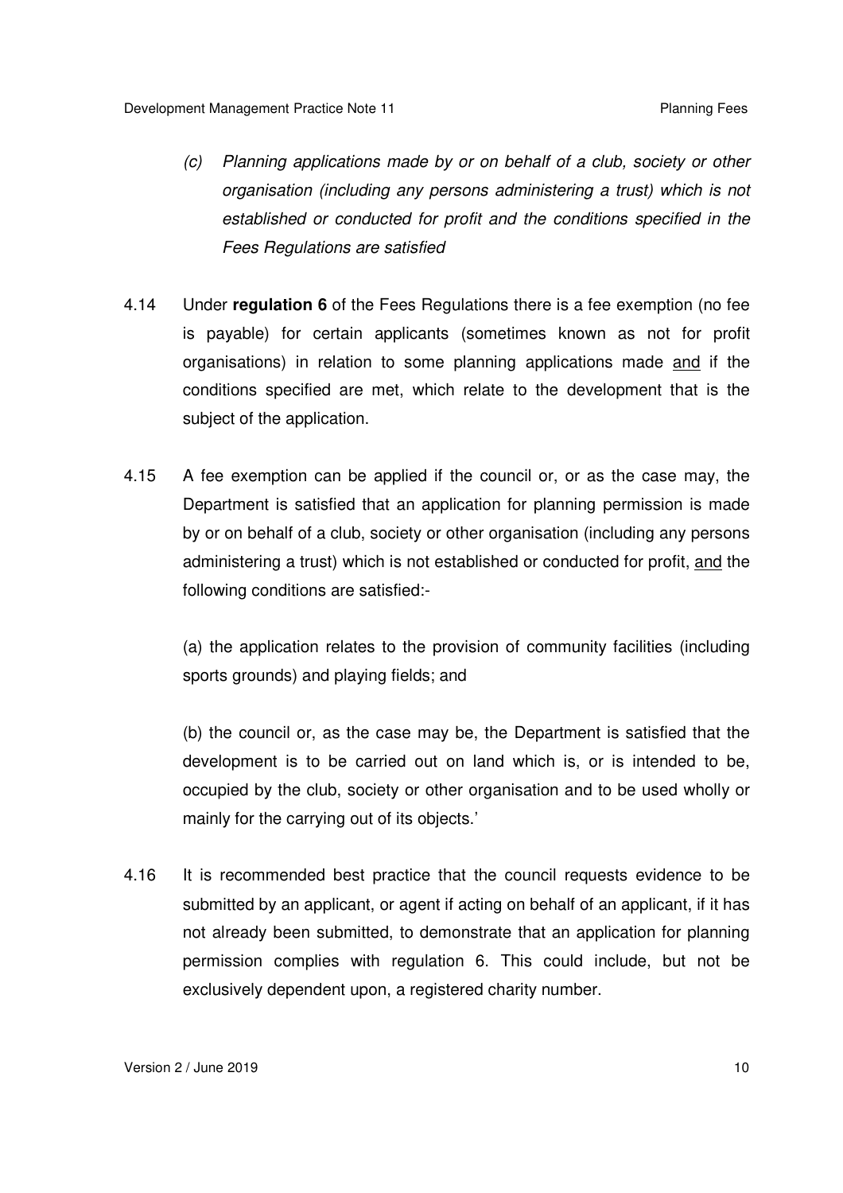*(c) Planning applications made by or on behalf of a club, society or other organisation (including any persons administering a trust) which is not established or conducted for profit and the conditions specified in the Fees Regulations are satisfied*

4.14 Under **regulation 6** of the Fees Regulations there is a fee exemption (no fee is payable) for certain applicants (sometimes known as not for profit organisations) in relation to some planning applications made <u>and</u> if the conditions specified are met, which relate to the development that is the subject of the application.

4.15 A fee exemption can be applied if the council or, or as the case may, the Department is satisfied that an application for planning permission is made by or on behalf of a club, society or other organisation (including any persons administering a trust) which is not established or conducted for profit, <u>and</u> the following conditions are satisfied:-

(a) the application relates to the provision of community facilities (including sports grounds) and playing fields; and

(b) the council or, as the case may be, the Department is satisfied that the development is to be carried out on land which is, or is intended to be, occupied by the club, society or other organisation and to be used wholly or mainly for the carrying out of its objects.'

4.16 It is recommended best practice that the council requests evidence to be submitted by an applicant, or agent if acting on behalf of an applicant, if it has not already been submitted, to demonstrate that an application for planning permission complies with regulation 6. This could include, but not be exclusively dependent upon, a registered charity number.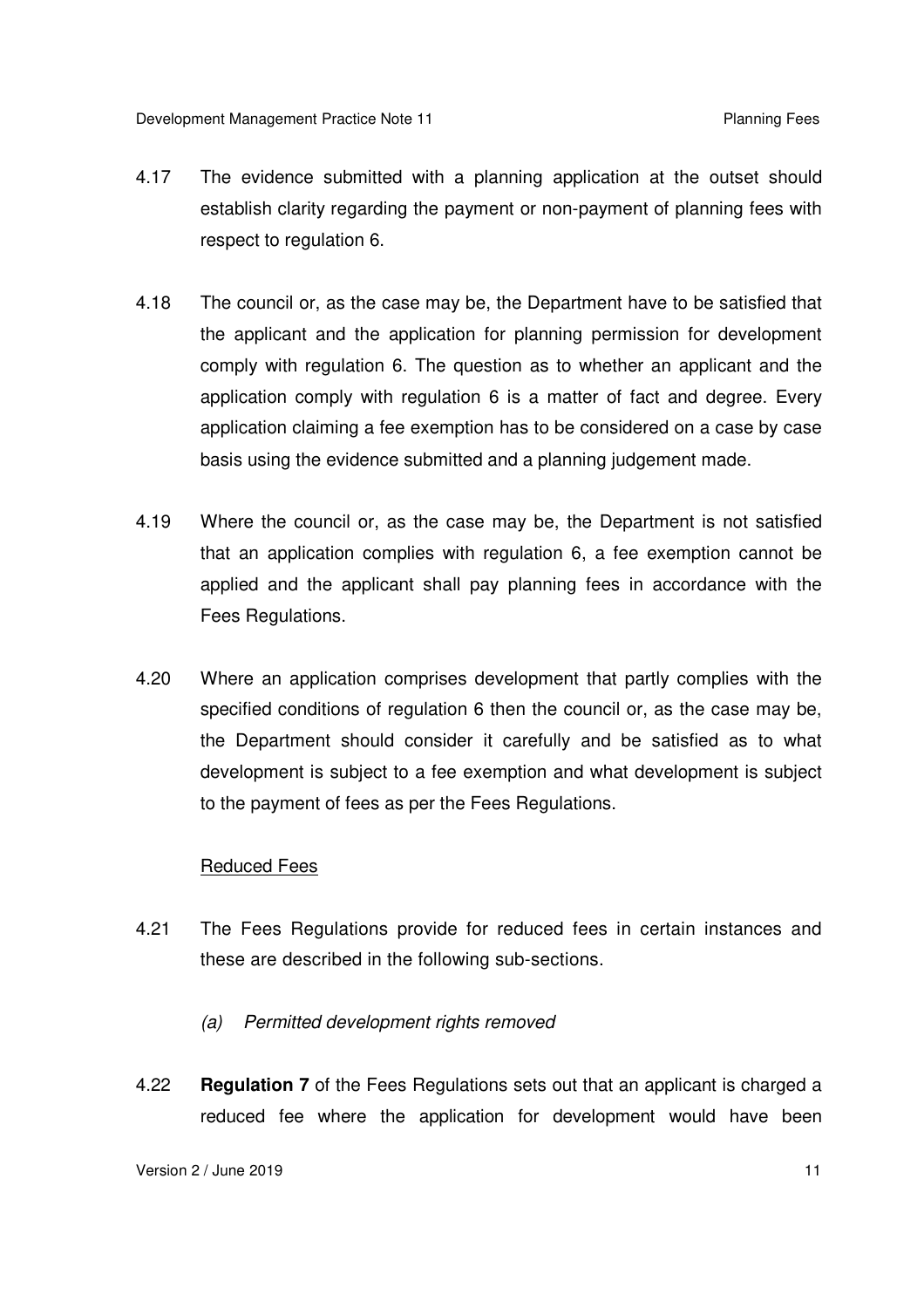4.17 The evidence submitted with a planning application at the outset should establish clarity regarding the payment or non-payment of planning fees with respect to regulation 6.

4.18 The council or, as the case may be, the Department have to be satisfied that the applicant and the application for planning permission for development comply with regulation 6. The question as to whether an applicant and the application comply with regulation 6 is a matter of fact and degree. Every application claiming a fee exemption has to be considered on a case by case basis using the evidence submitted and a planning judgement made.

4.19 Where the council or, as the case may be, the Department is not satisfied that an application complies with regulation 6, a fee exemption cannot be applied and the applicant shall pay planning fees in accordance with the Fees Regulations.

4.20 Where an application comprises development that partly complies with the specified conditions of regulation 6 then the council or, as the case may be, the Department should consider it carefully and be satisfied as to what development is subject to a fee exemption and what development is subject to the payment of fees as per the Fees Regulations.

<u>Reduced Fees</u>

4.21 The Fees Regulations provide for reduced fees in certain instances and these are described in the following sub-sections.

*(a) Permitted development rights removed*

4.22 **Regulation 7** of the Fees Regulations sets out that an applicant is charged a reduced fee where the application for development would have been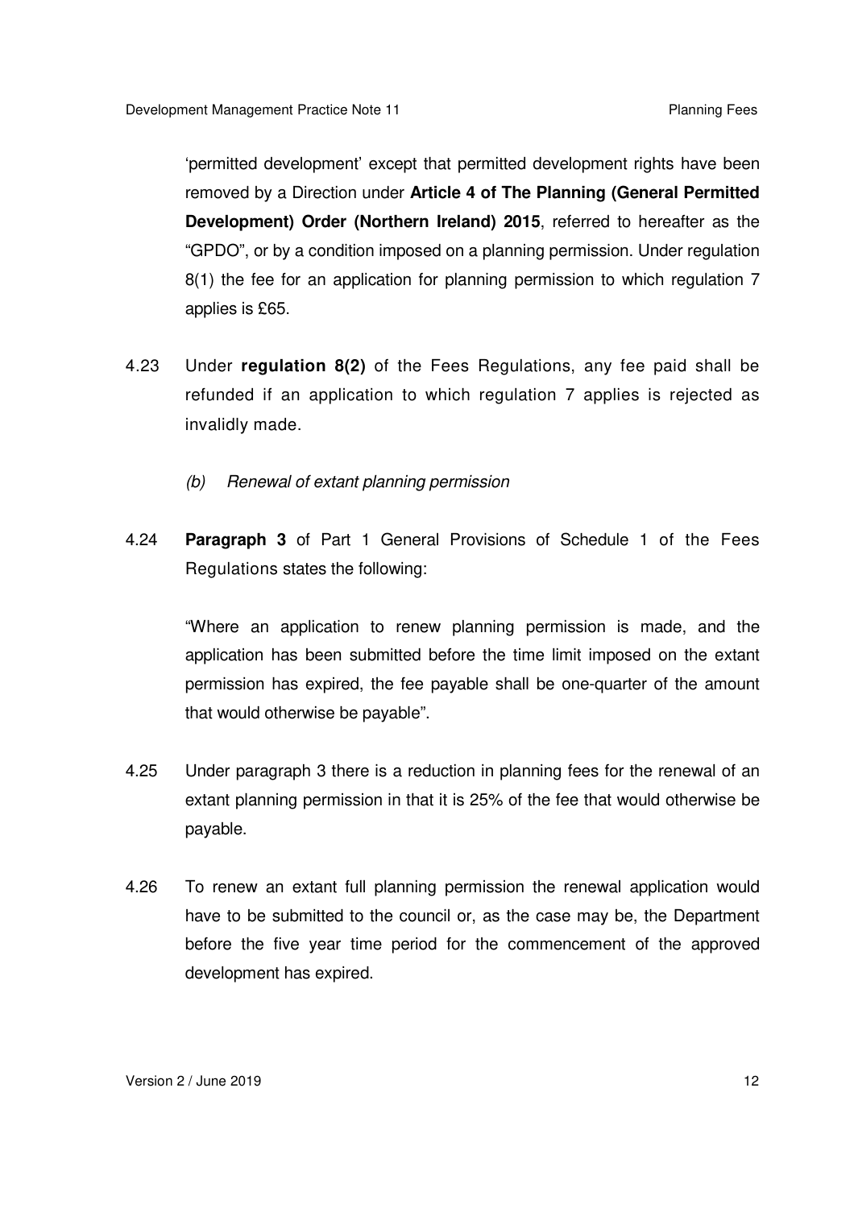'permitted development' except that permitted development rights have been removed by a Direction under **Article 4 of The Planning (General Permitted Development) Order (Northern Ireland) 2015**, referred to hereafter as the "GPDO", or by a condition imposed on a planning permission. Under regulation 8(1) the fee for an application for planning permission to which regulation 7 applies is £65.

4.23 Under **regulation 8(2)** of the Fees Regulations, any fee paid shall be refunded if an application to which regulation 7 applies is rejected as invalidly made.

*(b) Renewal of extant planning permission*

4.24 **Paragraph 3** of Part 1 General Provisions of Schedule 1 of the Fees Regulations states the following:

"Where an application to renew planning permission is made, and the application has been submitted before the time limit imposed on the extant permission has expired, the fee payable shall be one-quarter of the amount that would otherwise be payable".

4.25 Under paragraph 3 there is a reduction in planning fees for the renewal of an extant planning permission in that it is 25% of the fee that would otherwise be payable.

4.26 To renew an extant full planning permission the renewal application would have to be submitted to the council or, as the case may be, the Department before the five year time period for the commencement of the approved development has expired.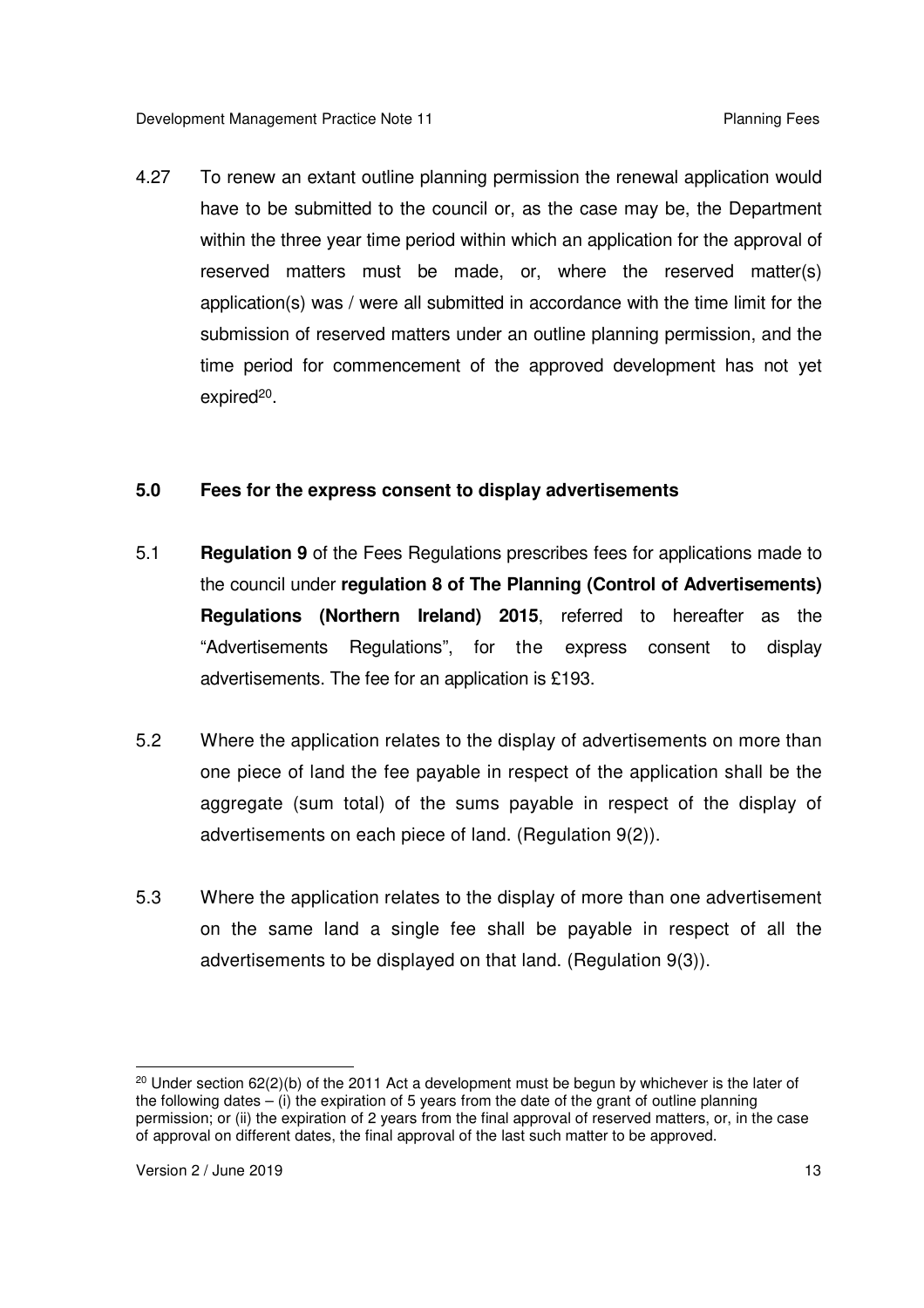4.27 To renew an extant outline planning permission the renewal application would have to be submitted to the council or, as the case may be, the Department within the three year time period within which an application for the approval of reserved matters must be made, or, where the reserved matter(s) application(s) was / were all submitted in accordance with the time limit for the submission of reserved matters under an outline planning permission, and the time period for commencement of the approved development has not yet expired[20].

## 5.0 Fees for the express consent to display advertisements

5.1 **Regulation 9** of the Fees Regulations prescribes fees for applications made to the council under **regulation 8 of The Planning (Control of Advertisements) Regulations (Northern Ireland) 2015**, referred to hereafter as the "Advertisements Regulations", for the express consent to display advertisements. The fee for an application is £193.

5.2 Where the application relates to the display of advertisements on more than one piece of land the fee payable in respect of the application shall be the aggregate (sum total) of the sums payable in respect of the display of advertisements on each piece of land. (Regulation 9(2)).

5.3 Where the application relates to the display of more than one advertisement on the same land a single fee shall be payable in respect of all the advertisements to be displayed on that land. (Regulation 9(3)).

---

[20] Under section 62(2)(b) of the 2011 Act a development must be begun by whichever is the later of the following dates – (i) the expiration of 5 years from the date of the grant of outline planning permission; or (ii) the expiration of 2 years from the final approval of reserved matters, or, in the case of approval on different dates, the final approval of the last such matter to be approved.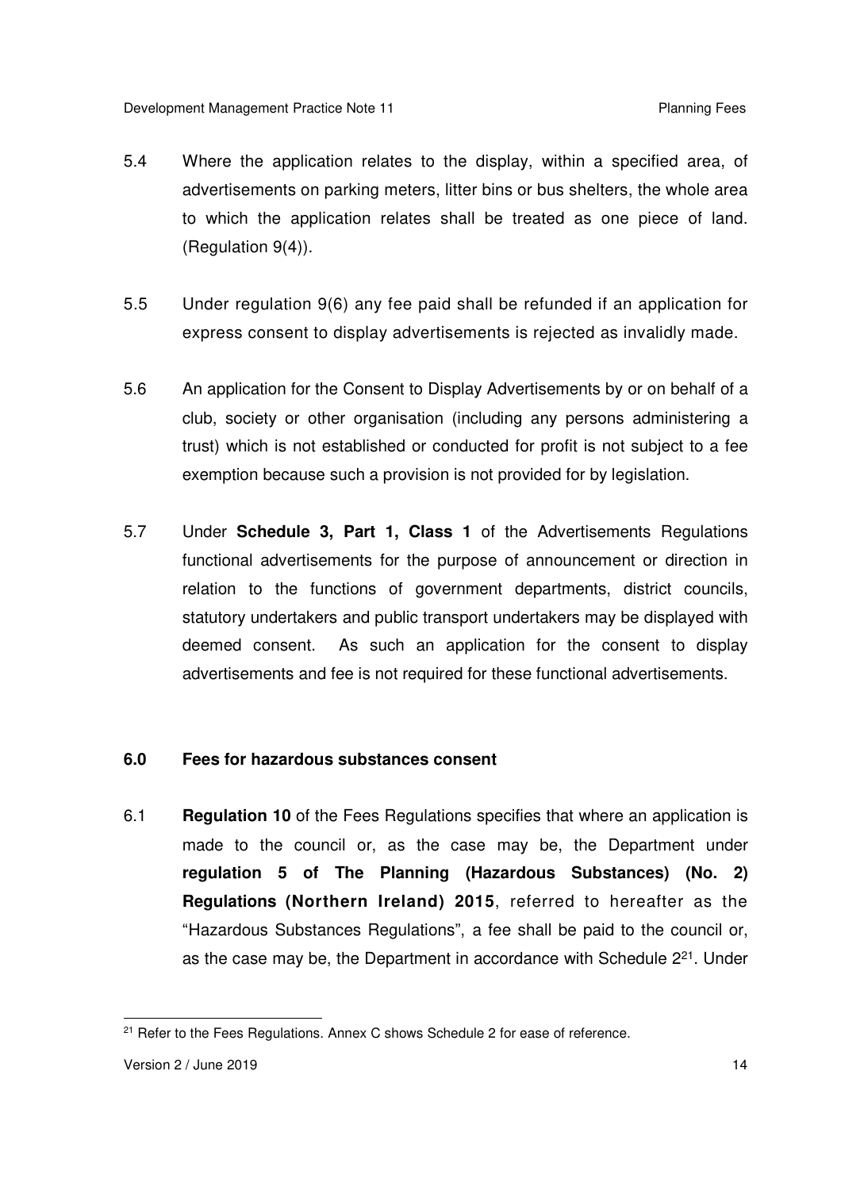5.4 Where the application relates to the display, within a specified area, of advertisements on parking meters, litter bins or bus shelters, the whole area to which the application relates shall be treated as one piece of land. (Regulation 9(4)).

5.5 Under regulation 9(6) any fee paid shall be refunded if an application for express consent to display advertisements is rejected as invalidly made.

5.6 An application for the Consent to Display Advertisements by or on behalf of a club, society or other organisation (including any persons administering a trust) which is not established or conducted for profit is not subject to a fee exemption because such a provision is not provided for by legislation.

5.7 Under **Schedule 3, Part 1, Class 1** of the Advertisements Regulations functional advertisements for the purpose of announcement or direction in relation to the functions of government departments, district councils, statutory undertakers and public transport undertakers may be displayed with deemed consent. As such an application for the consent to display advertisements and fee is not required for these functional advertisements.

## 6.0 Fees for hazardous substances consent

6.1 **Regulation 10** of the Fees Regulations specifies that where an application is made to the council or, as the case may be, the Department under **regulation 5 of The Planning (Hazardous Substances) (No. 2) Regulations (Northern Ireland) 2015**, referred to hereafter as the "Hazardous Substances Regulations", a fee shall be paid to the council or, as the case may be, the Department in accordance with Schedule 2[21]. Under

[21] Refer to the Fees Regulations. Annex C shows Schedule 2 for ease of reference.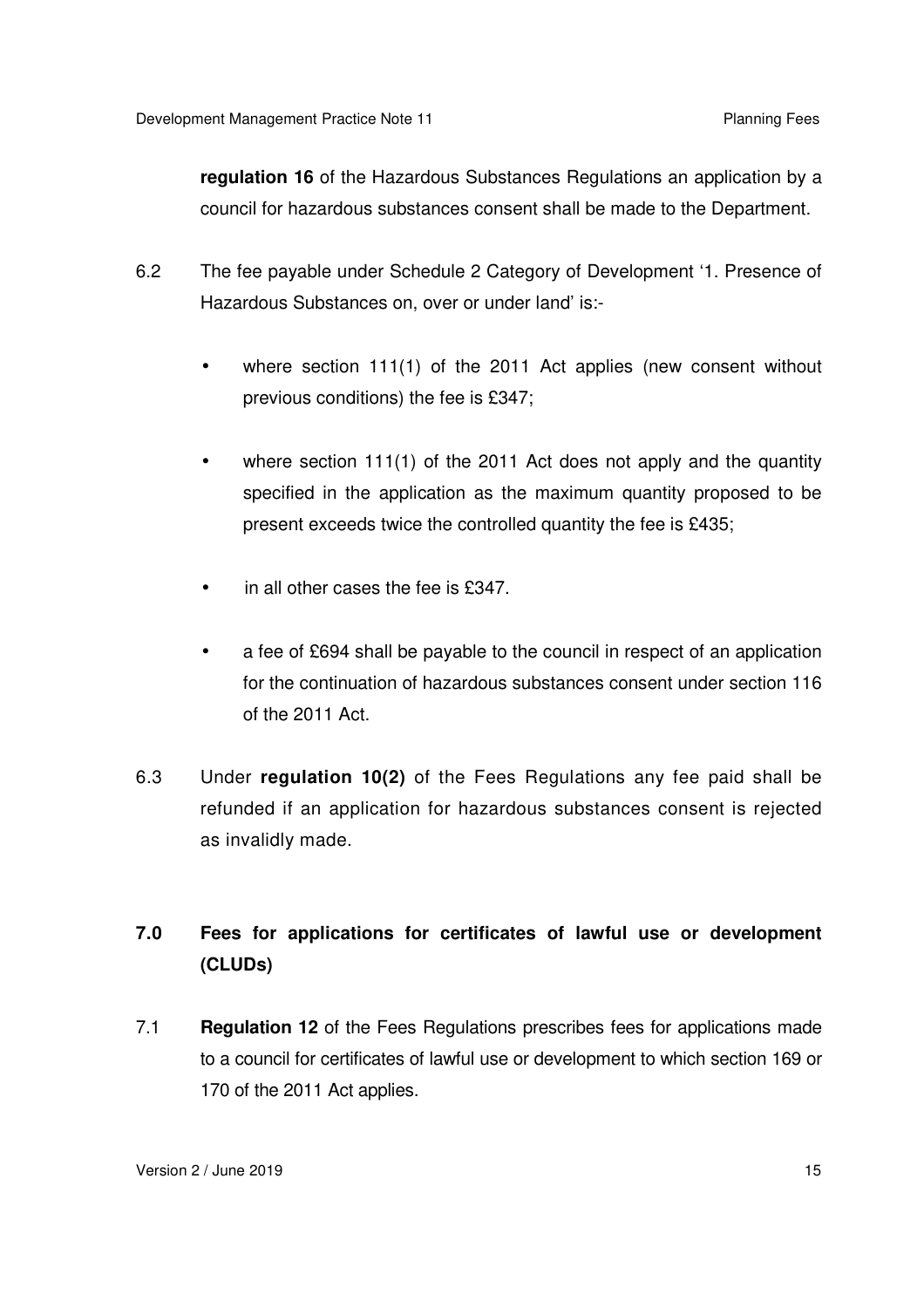**regulation 16** of the Hazardous Substances Regulations an application by a council for hazardous substances consent shall be made to the Department.

6.2 The fee payable under Schedule 2 Category of Development '1. Presence of Hazardous Substances on, over or under land' is:-

- where section 111(1) of the 2011 Act applies (new consent without previous conditions) the fee is £347;
- where section 111(1) of the 2011 Act does not apply and the quantity specified in the application as the maximum quantity proposed to be present exceeds twice the controlled quantity the fee is £435;
- in all other cases the fee is £347.
- a fee of £694 shall be payable to the council in respect of an application for the continuation of hazardous substances consent under section 116 of the 2011 Act.

6.3 Under **regulation 10(2)** of the Fees Regulations any fee paid shall be refunded if an application for hazardous substances consent is rejected as invalidly made.

## 7.0 Fees for applications for certificates of lawful use or development (CLUDs)

7.1 **Regulation 12** of the Fees Regulations prescribes fees for applications made to a council for certificates of lawful use or development to which section 169 or 170 of the 2011 Act applies.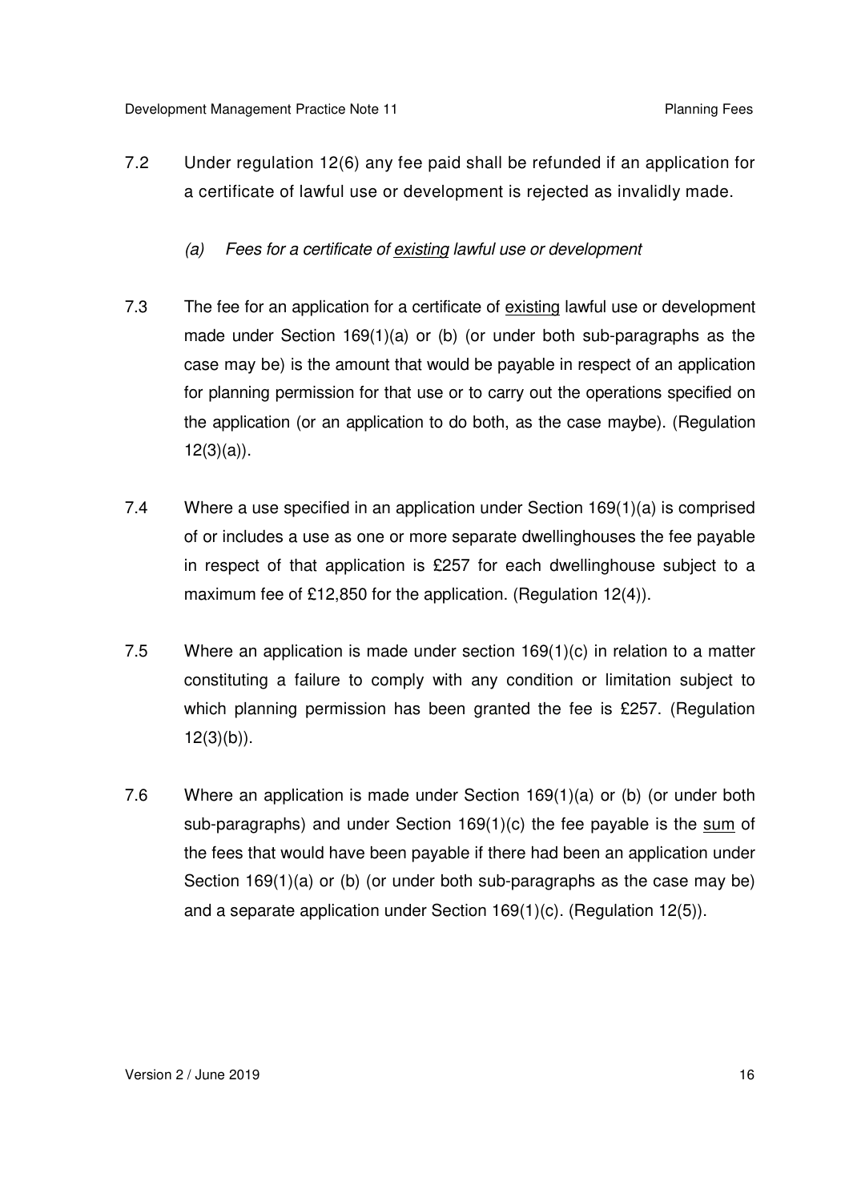7.2 Under regulation 12(6) any fee paid shall be refunded if an application for a certificate of lawful use or development is rejected as invalidly made.

*(a) Fees for a certificate of existing lawful use or development*

7.3 The fee for an application for a certificate of existing lawful use or development made under Section 169(1)(a) or (b) (or under both sub-paragraphs as the case may be) is the amount that would be payable in respect of an application for planning permission for that use or to carry out the operations specified on the application (or an application to do both, as the case maybe). (Regulation 12(3)(a)).

7.4 Where a use specified in an application under Section 169(1)(a) is comprised of or includes a use as one or more separate dwellinghouses the fee payable in respect of that application is £257 for each dwellinghouse subject to a maximum fee of £12,850 for the application. (Regulation 12(4)).

7.5 Where an application is made under section 169(1)(c) in relation to a matter constituting a failure to comply with any condition or limitation subject to which planning permission has been granted the fee is £257. (Regulation 12(3)(b)).

7.6 Where an application is made under Section 169(1)(a) or (b) (or under both sub-paragraphs) and under Section 169(1)(c) the fee payable is the sum of the fees that would have been payable if there had been an application under Section 169(1)(a) or (b) (or under both sub-paragraphs as the case may be) and a separate application under Section 169(1)(c). (Regulation 12(5)).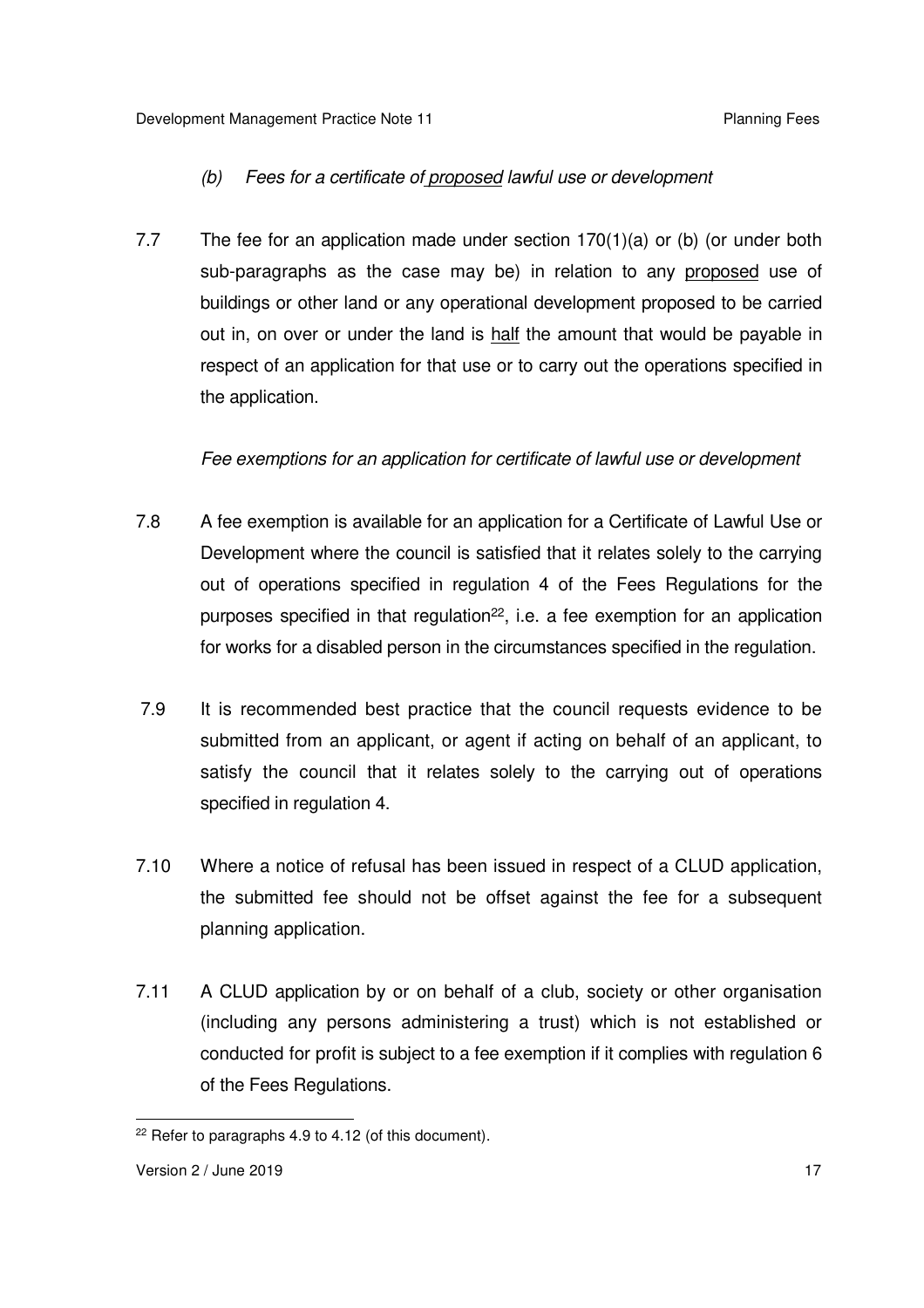*(b) Fees for a certificate of proposed lawful use or development*

7.7 The fee for an application made under section 170(1)(a) or (b) (or under both sub-paragraphs as the case may be) in relation to any proposed use of buildings or other land or any operational development proposed to be carried out in, on over or under the land is half the amount that would be payable in respect of an application for that use or to carry out the operations specified in the application.

*Fee exemptions for an application for certificate of lawful use or development*

7.8 A fee exemption is available for an application for a Certificate of Lawful Use or Development where the council is satisfied that it relates solely to the carrying out of operations specified in regulation 4 of the Fees Regulations for the purposes specified in that regulation[22], i.e. a fee exemption for an application for works for a disabled person in the circumstances specified in the regulation.

7.9 It is recommended best practice that the council requests evidence to be submitted from an applicant, or agent if acting on behalf of an applicant, to satisfy the council that it relates solely to the carrying out of operations specified in regulation 4.

7.10 Where a notice of refusal has been issued in respect of a CLUD application, the submitted fee should not be offset against the fee for a subsequent planning application.

7.11 A CLUD application by or on behalf of a club, society or other organisation (including any persons administering a trust) which is not established or conducted for profit is subject to a fee exemption if it complies with regulation 6 of the Fees Regulations.

[22] Refer to paragraphs 4.9 to 4.12 (of this document).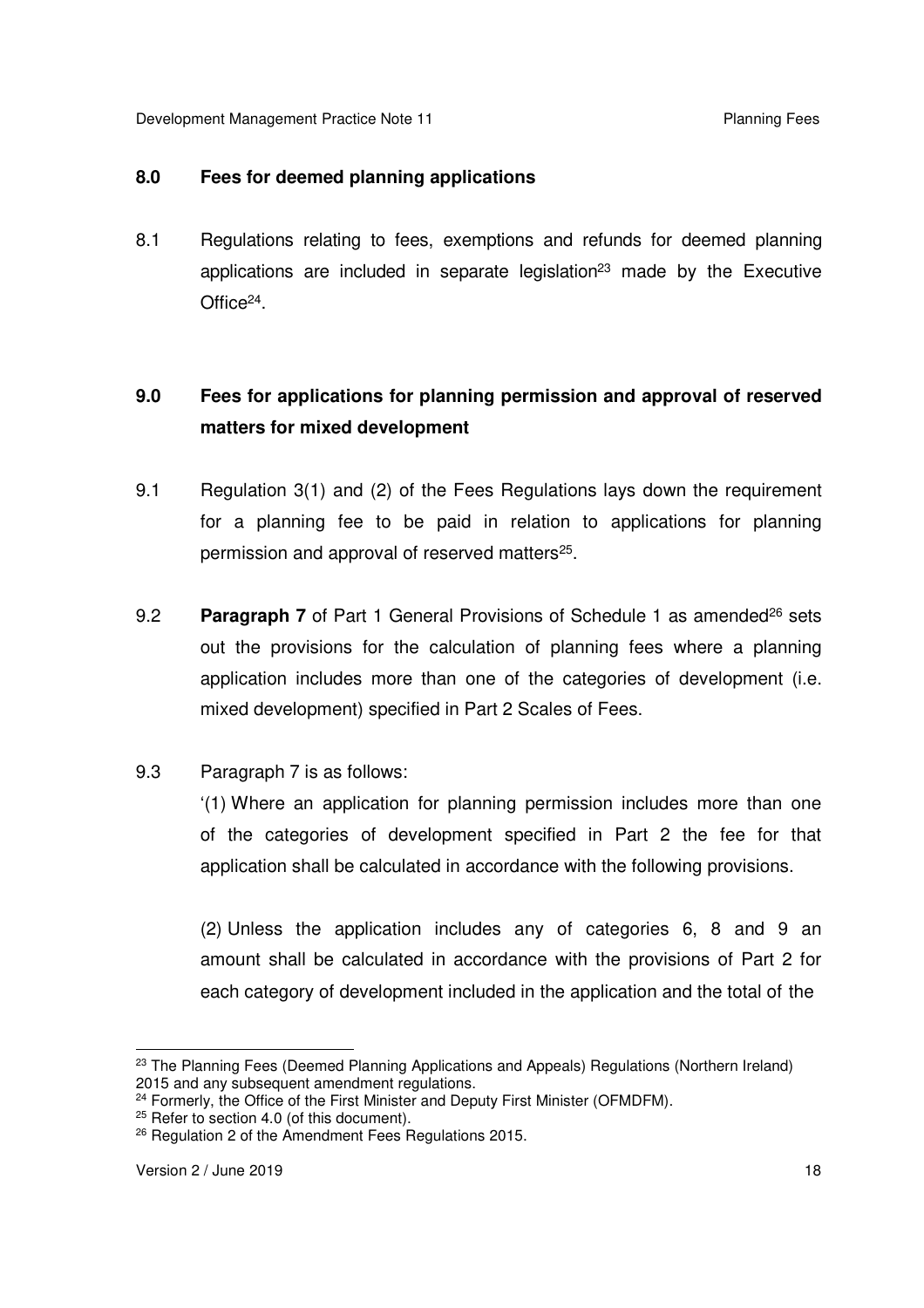## 8.0 Fees for deemed planning applications

8.1 Regulations relating to fees, exemptions and refunds for deemed planning applications are included in separate legislation[23] made by the Executive Office[24].

## 9.0 Fees for applications for planning permission and approval of reserved matters for mixed development

9.1 Regulation 3(1) and (2) of the Fees Regulations lays down the requirement for a planning fee to be paid in relation to applications for planning permission and approval of reserved matters[25].

9.2 **Paragraph 7** of Part 1 General Provisions of Schedule 1 as amended[26] sets out the provisions for the calculation of planning fees where a planning application includes more than one of the categories of development (i.e. mixed development) specified in Part 2 Scales of Fees.

9.3 Paragraph 7 is as follows:

'(1) Where an application for planning permission includes more than one of the categories of development specified in Part 2 the fee for that application shall be calculated in accordance with the following provisions.

(2) Unless the application includes any of categories 6, 8 and 9 an amount shall be calculated in accordance with the provisions of Part 2 for each category of development included in the application and the total of the

---

[23] The Planning Fees (Deemed Planning Applications and Appeals) Regulations (Northern Ireland) 2015 and any subsequent amendment regulations.

[24] Formerly, the Office of the First Minister and Deputy First Minister (OFMDFM).

[25] Refer to section 4.0 (of this document).

[26] Regulation 2 of the Amendment Fees Regulations 2015.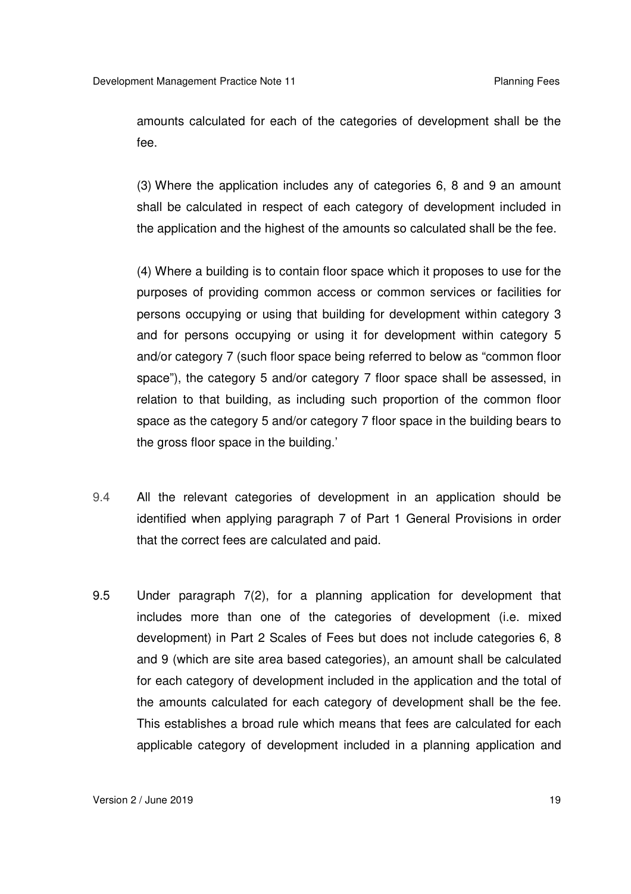amounts calculated for each of the categories of development shall be the fee.

(3) Where the application includes any of categories 6, 8 and 9 an amount shall be calculated in respect of each category of development included in the application and the highest of the amounts so calculated shall be the fee.

(4) Where a building is to contain floor space which it proposes to use for the purposes of providing common access or common services or facilities for persons occupying or using that building for development within category 3 and for persons occupying or using it for development within category 5 and/or category 7 (such floor space being referred to below as "common floor space"), the category 5 and/or category 7 floor space shall be assessed, in relation to that building, as including such proportion of the common floor space as the category 5 and/or category 7 floor space in the building bears to the gross floor space in the building.'

9.4 All the relevant categories of development in an application should be identified when applying paragraph 7 of Part 1 General Provisions in order that the correct fees are calculated and paid.

9.5 Under paragraph 7(2), for a planning application for development that includes more than one of the categories of development (i.e. mixed development) in Part 2 Scales of Fees but does not include categories 6, 8 and 9 (which are site area based categories), an amount shall be calculated for each category of development included in the application and the total of the amounts calculated for each category of development shall be the fee. This establishes a broad rule which means that fees are calculated for each applicable category of development included in a planning application and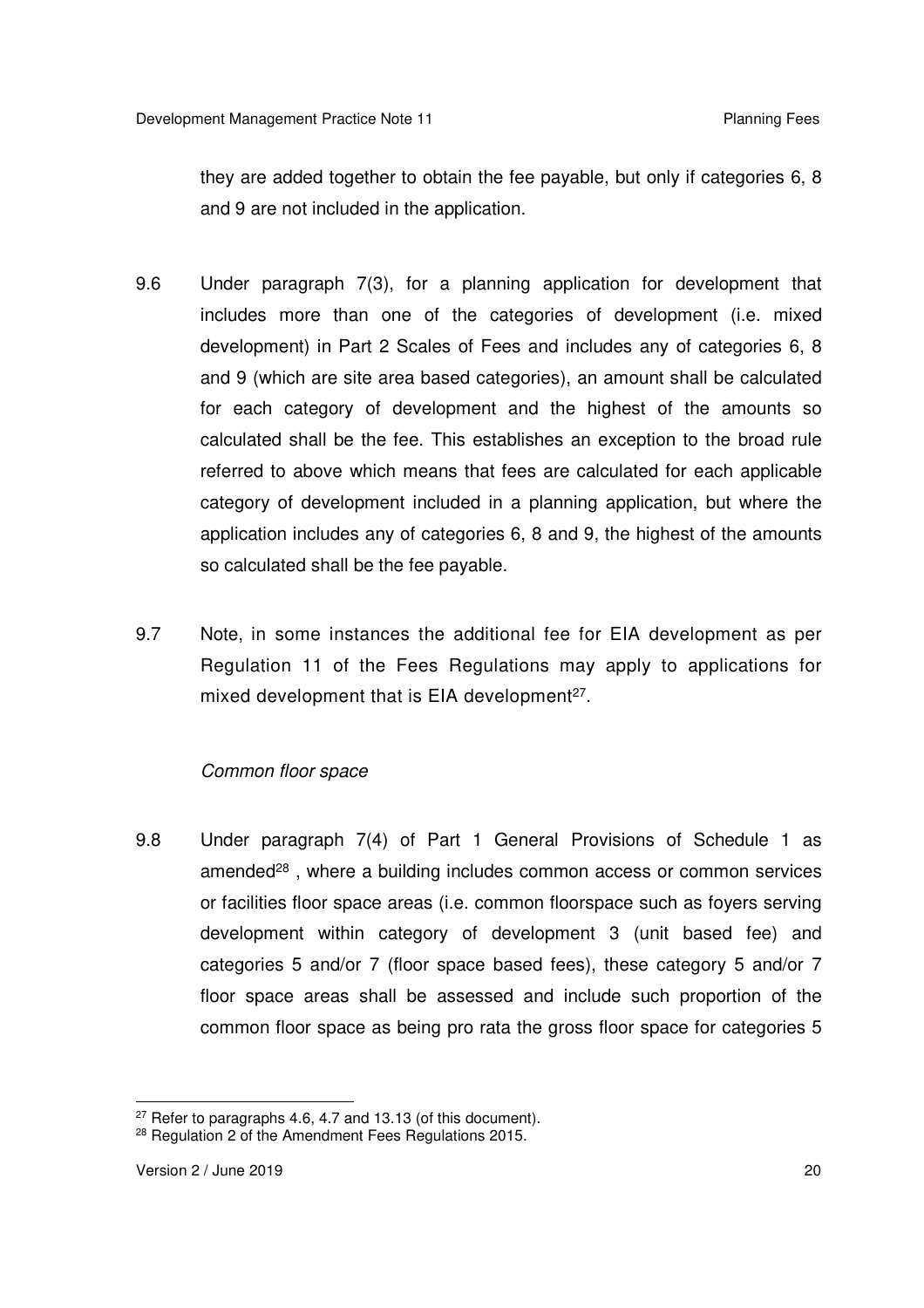they are added together to obtain the fee payable, but only if categories 6, 8 and 9 are not included in the application.

9.6 Under paragraph 7(3), for a planning application for development that includes more than one of the categories of development (i.e. mixed development) in Part 2 Scales of Fees and includes any of categories 6, 8 and 9 (which are site area based categories), an amount shall be calculated for each category of development and the highest of the amounts so calculated shall be the fee. This establishes an exception to the broad rule referred to above which means that fees are calculated for each applicable category of development included in a planning application, but where the application includes any of categories 6, 8 and 9, the highest of the amounts so calculated shall be the fee payable.

9.7 Note, in some instances the additional fee for EIA development as per Regulation 11 of the Fees Regulations may apply to applications for mixed development that is EIA development[27].

*Common floor space*

9.8 Under paragraph 7(4) of Part 1 General Provisions of Schedule 1 as amended[28] , where a building includes common access or common services or facilities floor space areas (i.e. common floorspace such as foyers serving development within category of development 3 (unit based fee) and categories 5 and/or 7 (floor space based fees), these category 5 and/or 7 floor space areas shall be assessed and include such proportion of the common floor space as being pro rata the gross floor space for categories 5

[27] Refer to paragraphs 4.6, 4.7 and 13.13 (of this document).

[28] Regulation 2 of the Amendment Fees Regulations 2015.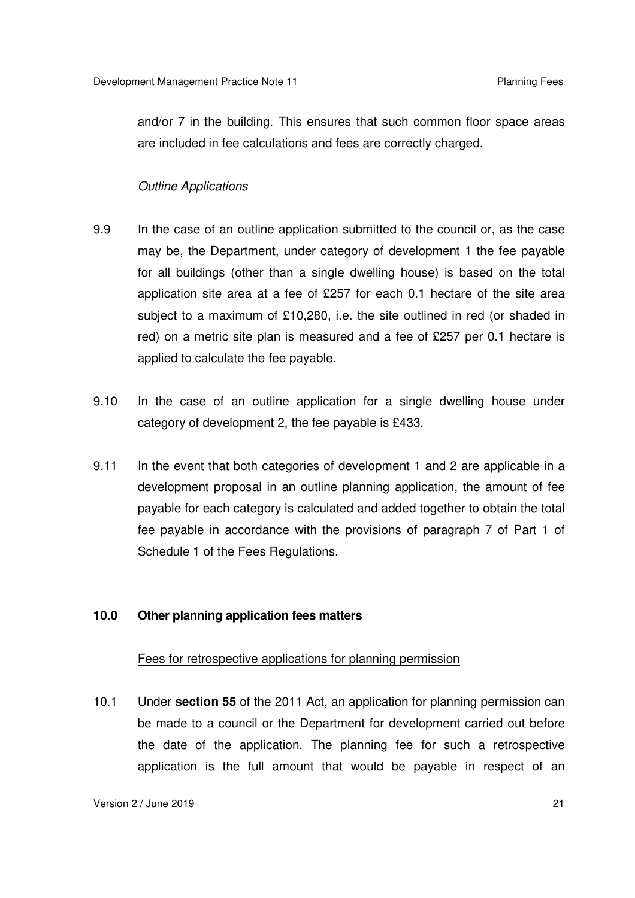and/or 7 in the building. This ensures that such common floor space areas are included in fee calculations and fees are correctly charged.

*Outline Applications*

9.9 In the case of an outline application submitted to the council or, as the case may be, the Department, under category of development 1 the fee payable for all buildings (other than a single dwelling house) is based on the total application site area at a fee of £257 for each 0.1 hectare of the site area subject to a maximum of £10,280, i.e. the site outlined in red (or shaded in red) on a metric site plan is measured and a fee of £257 per 0.1 hectare is applied to calculate the fee payable.

9.10 In the case of an outline application for a single dwelling house under category of development 2, the fee payable is £433.

9.11 In the event that both categories of development 1 and 2 are applicable in a development proposal in an outline planning application, the amount of fee payable for each category is calculated and added together to obtain the total fee payable in accordance with the provisions of paragraph 7 of Part 1 of Schedule 1 of the Fees Regulations.

## 10.0 Other planning application fees matters

<u>Fees for retrospective applications for planning permission</u>

10.1 Under **section 55** of the 2011 Act, an application for planning permission can be made to a council or the Department for development carried out before the date of the application. The planning fee for such a retrospective application is the full amount that would be payable in respect of an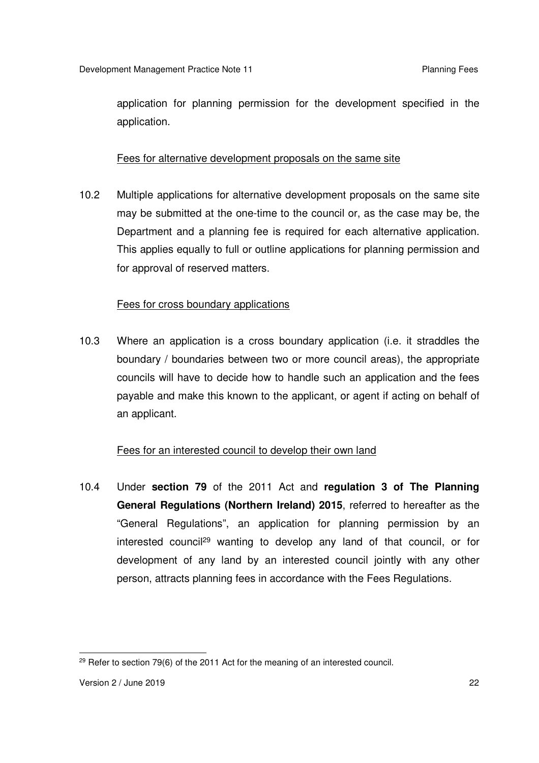application for planning permission for the development specified in the application.

Fees for alternative development proposals on the same site

10.2 Multiple applications for alternative development proposals on the same site may be submitted at the one-time to the council or, as the case may be, the Department and a planning fee is required for each alternative application. This applies equally to full or outline applications for planning permission and for approval of reserved matters.

Fees for cross boundary applications

10.3 Where an application is a cross boundary application (i.e. it straddles the boundary / boundaries between two or more council areas), the appropriate councils will have to decide how to handle such an application and the fees payable and make this known to the applicant, or agent if acting on behalf of an applicant.

Fees for an interested council to develop their own land

10.4 Under **section 79** of the 2011 Act and **regulation 3 of The Planning General Regulations (Northern Ireland) 2015**, referred to hereafter as the "General Regulations", an application for planning permission by an interested council[29] wanting to develop any land of that council, or for development of any land by an interested council jointly with any other person, attracts planning fees in accordance with the Fees Regulations.

[29] Refer to section 79(6) of the 2011 Act for the meaning of an interested council.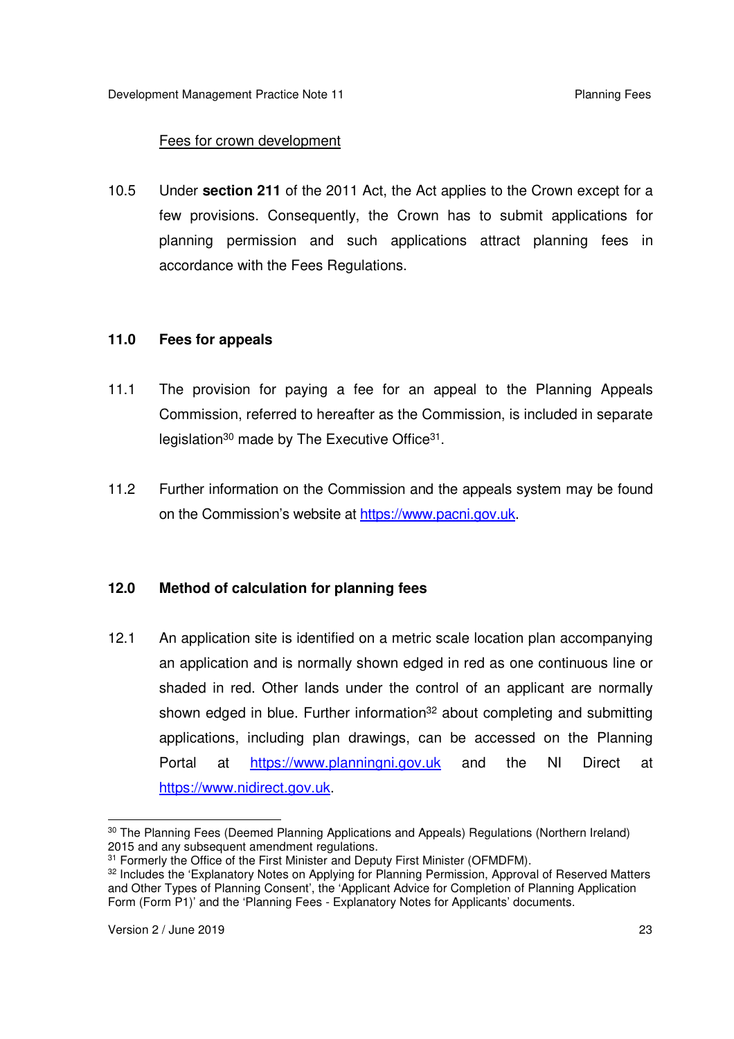Fees for crown development

10.5 Under **section 211** of the 2011 Act, the Act applies to the Crown except for a few provisions. Consequently, the Crown has to submit applications for planning permission and such applications attract planning fees in accordance with the Fees Regulations.

## 11.0 Fees for appeals

11.1 The provision for paying a fee for an appeal to the Planning Appeals Commission, referred to hereafter as the Commission, is included in separate legislation[30] made by The Executive Office[31].

11.2 Further information on the Commission and the appeals system may be found on the Commission's website at https://www.pacni.gov.uk.

## 12.0 Method of calculation for planning fees

12.1 An application site is identified on a metric scale location plan accompanying an application and is normally shown edged in red as one continuous line or shaded in red. Other lands under the control of an applicant are normally shown edged in blue. Further information[32] about completing and submitting applications, including plan drawings, can be accessed on the Planning Portal at https://www.planningni.gov.uk and the NI Direct at https://www.nidirect.gov.uk.

---

[30] The Planning Fees (Deemed Planning Applications and Appeals) Regulations (Northern Ireland) 2015 and any subsequent amendment regulations.

[31] Formerly the Office of the First Minister and Deputy First Minister (OFMDFM).

[32] Includes the 'Explanatory Notes on Applying for Planning Permission, Approval of Reserved Matters and Other Types of Planning Consent', the 'Applicant Advice for Completion of Planning Application Form (Form P1)' and the 'Planning Fees - Explanatory Notes for Applicants' documents.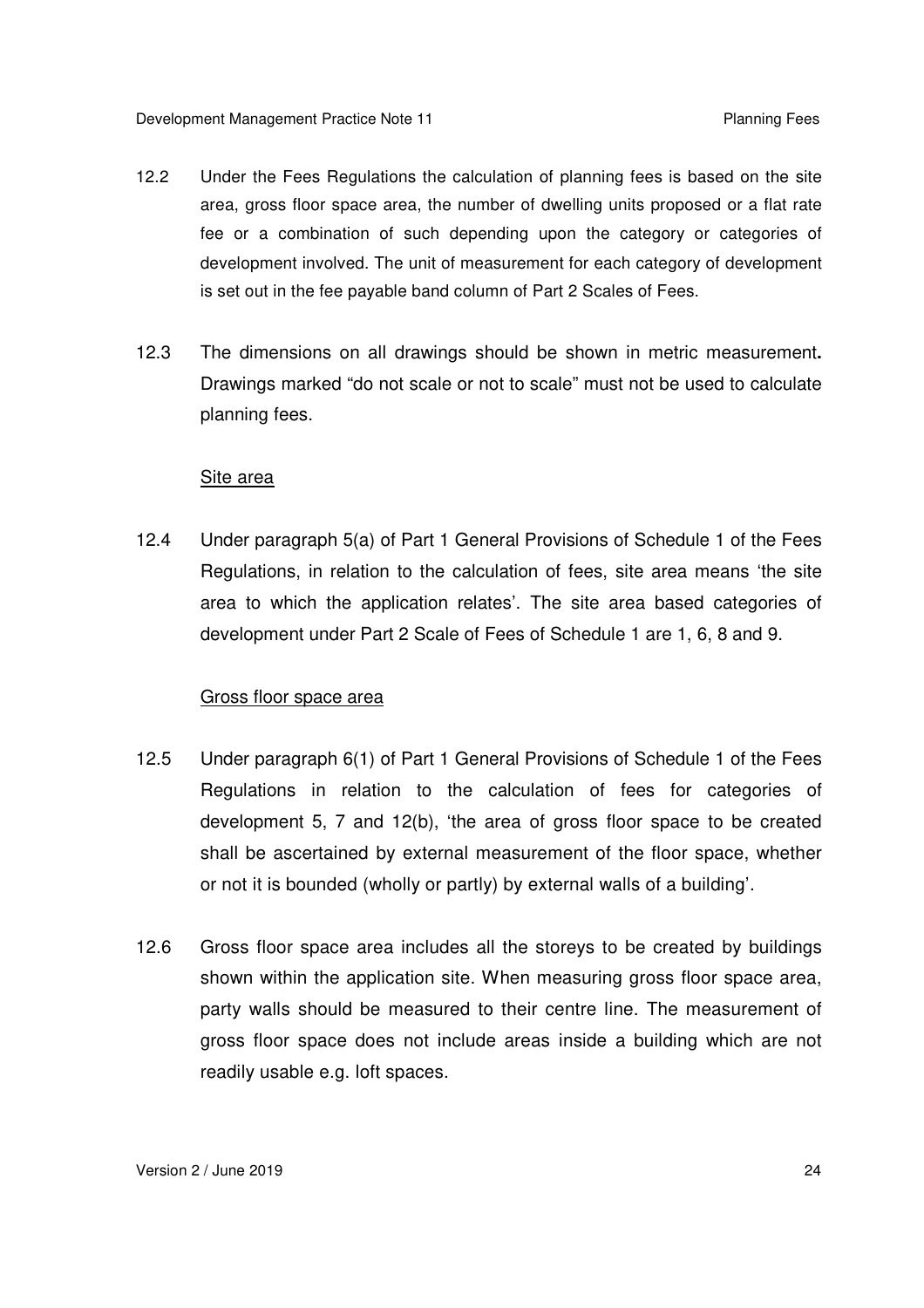12.2 Under the Fees Regulations the calculation of planning fees is based on the site area, gross floor space area, the number of dwelling units proposed or a flat rate fee or a combination of such depending upon the category or categories of development involved. The unit of measurement for each category of development is set out in the fee payable band column of Part 2 Scales of Fees.

12.3 The dimensions on all drawings should be shown in metric measurement**.** Drawings marked "do not scale or not to scale" must not be used to calculate planning fees.

<u>Site area</u>

12.4 Under paragraph 5(a) of Part 1 General Provisions of Schedule 1 of the Fees Regulations, in relation to the calculation of fees, site area means 'the site area to which the application relates'. The site area based categories of development under Part 2 Scale of Fees of Schedule 1 are 1, 6, 8 and 9.

<u>Gross floor space area</u>

12.5 Under paragraph 6(1) of Part 1 General Provisions of Schedule 1 of the Fees Regulations in relation to the calculation of fees for categories of development 5, 7 and 12(b), 'the area of gross floor space to be created shall be ascertained by external measurement of the floor space, whether or not it is bounded (wholly or partly) by external walls of a building'.

12.6 Gross floor space area includes all the storeys to be created by buildings shown within the application site. When measuring gross floor space area, party walls should be measured to their centre line. The measurement of gross floor space does not include areas inside a building which are not readily usable e.g. loft spaces.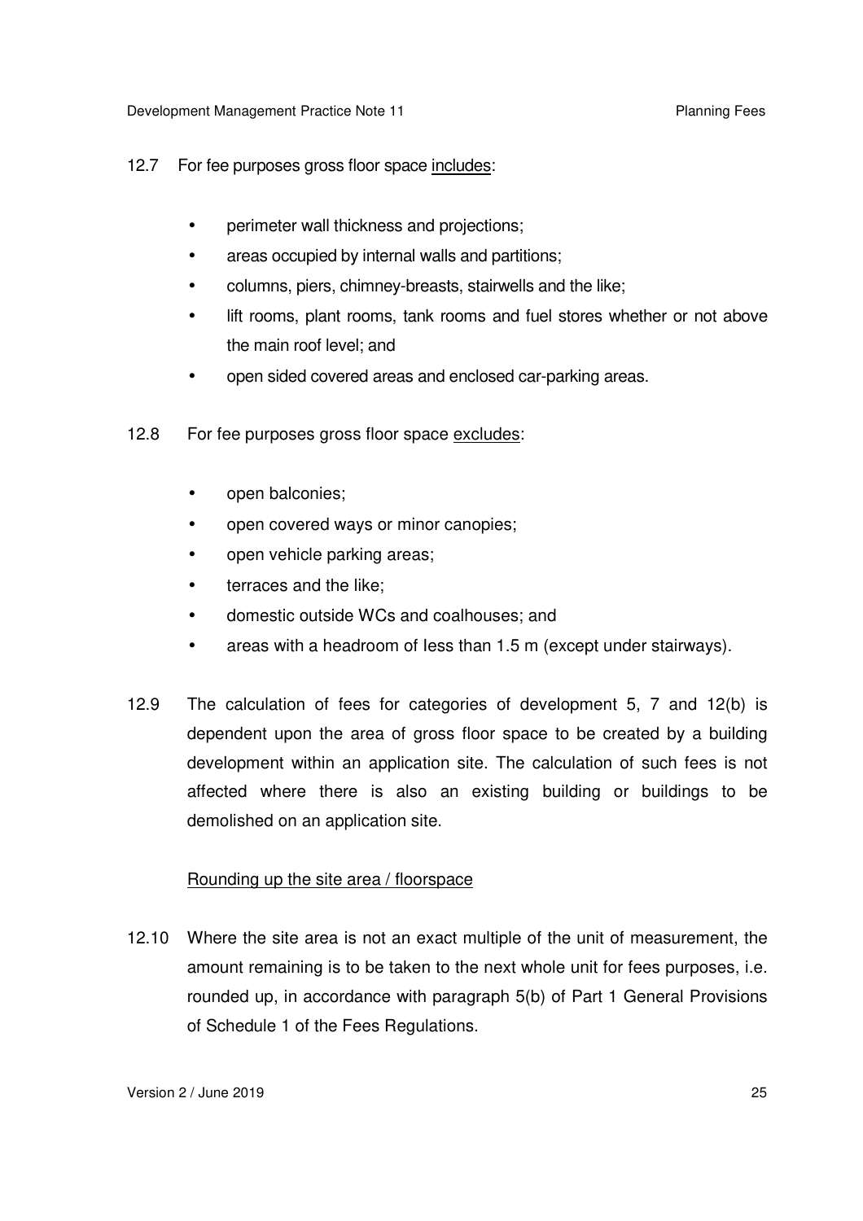12.7 For fee purposes gross floor space <u>includes</u>:

- perimeter wall thickness and projections;
- areas occupied by internal walls and partitions;
- columns, piers, chimney-breasts, stairwells and the like;
- lift rooms, plant rooms, tank rooms and fuel stores whether or not above the main roof level; and
- open sided covered areas and enclosed car-parking areas.

12.8 For fee purposes gross floor space <u>excludes</u>:

- open balconies;
- open covered ways or minor canopies;
- open vehicle parking areas;
- terraces and the like;
- domestic outside WCs and coalhouses; and
- areas with a headroom of less than 1.5 m (except under stairways).

12.9 The calculation of fees for categories of development 5, 7 and 12(b) is dependent upon the area of gross floor space to be created by a building development within an application site. The calculation of such fees is not affected where there is also an existing building or buildings to be demolished on an application site.

<u>Rounding up the site area / floorspace</u>

12.10 Where the site area is not an exact multiple of the unit of measurement, the amount remaining is to be taken to the next whole unit for fees purposes, i.e. rounded up, in accordance with paragraph 5(b) of Part 1 General Provisions of Schedule 1 of the Fees Regulations.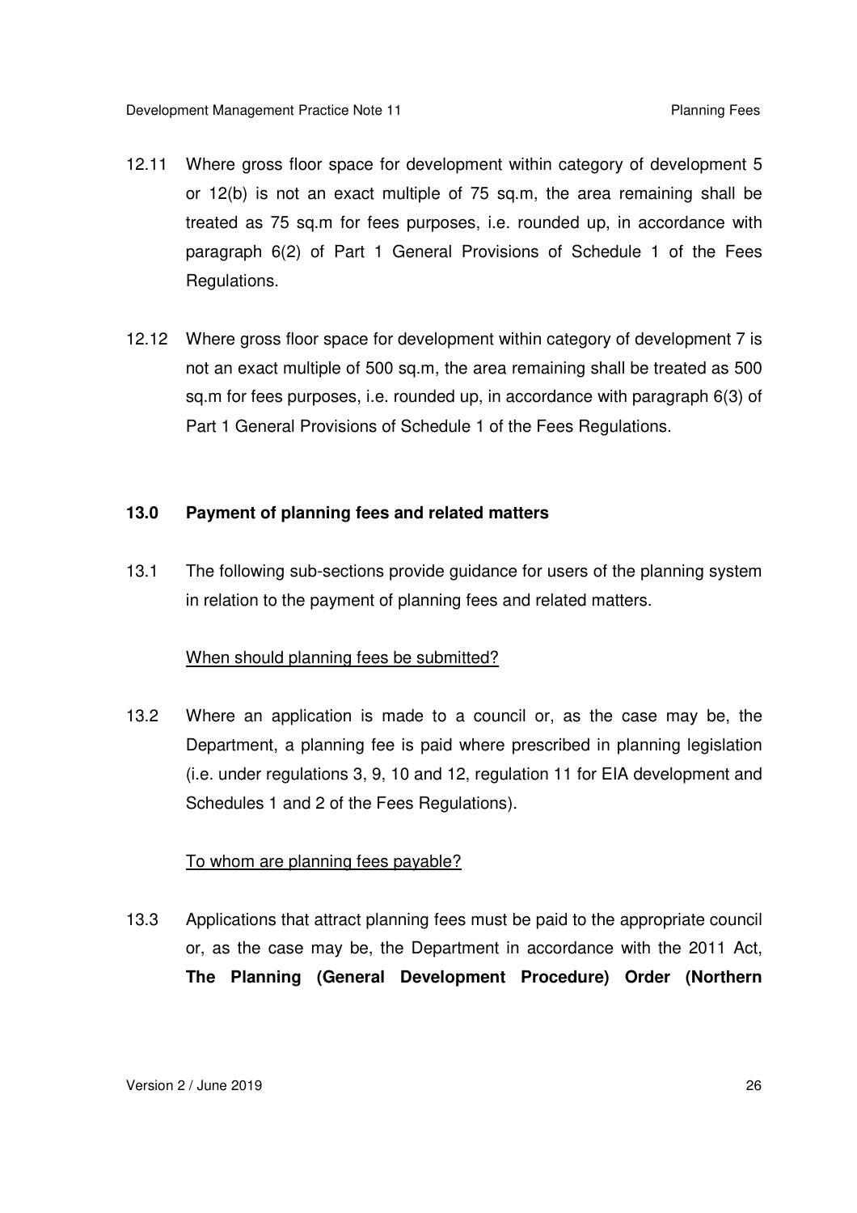12.11 Where gross floor space for development within category of development 5 or 12(b) is not an exact multiple of 75 sq.m, the area remaining shall be treated as 75 sq.m for fees purposes, i.e. rounded up, in accordance with paragraph 6(2) of Part 1 General Provisions of Schedule 1 of the Fees Regulations.

12.12 Where gross floor space for development within category of development 7 is not an exact multiple of 500 sq.m, the area remaining shall be treated as 500 sq.m for fees purposes, i.e. rounded up, in accordance with paragraph 6(3) of Part 1 General Provisions of Schedule 1 of the Fees Regulations.

## 13.0 Payment of planning fees and related matters

13.1 The following sub-sections provide guidance for users of the planning system in relation to the payment of planning fees and related matters.

<u>When should planning fees be submitted?</u>

13.2 Where an application is made to a council or, as the case may be, the Department, a planning fee is paid where prescribed in planning legislation (i.e. under regulations 3, 9, 10 and 12, regulation 11 for EIA development and Schedules 1 and 2 of the Fees Regulations).

<u>To whom are planning fees payable?</u>

13.3 Applications that attract planning fees must be paid to the appropriate council or, as the case may be, the Department in accordance with the 2011 Act, **The Planning (General Development Procedure) Order (Northern**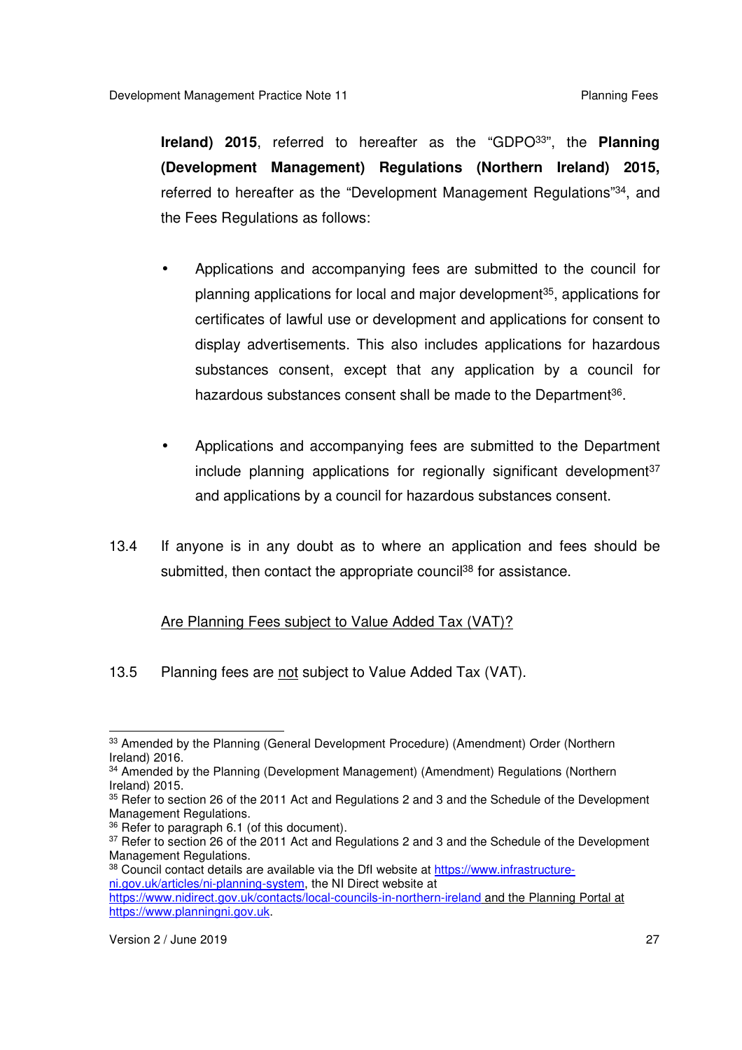**Ireland) 2015**, referred to hereafter as the "GDPO[33]", the **Planning (Development Management) Regulations (Northern Ireland) 2015,** referred to hereafter as the "Development Management Regulations"[34], and the Fees Regulations as follows:

- Applications and accompanying fees are submitted to the council for planning applications for local and major development[35], applications for certificates of lawful use or development and applications for consent to display advertisements. This also includes applications for hazardous substances consent, except that any application by a council for hazardous substances consent shall be made to the Department[36].

- Applications and accompanying fees are submitted to the Department include planning applications for regionally significant development[37] and applications by a council for hazardous substances consent.

13.4 If anyone is in any doubt as to where an application and fees should be submitted, then contact the appropriate council[38] for assistance.

Are Planning Fees subject to Value Added Tax (VAT)?

13.5 Planning fees are not subject to Value Added Tax (VAT).

---

[33] Amended by the Planning (General Development Procedure) (Amendment) Order (Northern Ireland) 2016.

[34] Amended by the Planning (Development Management) (Amendment) Regulations (Northern Ireland) 2015.

[35] Refer to section 26 of the 2011 Act and Regulations 2 and 3 and the Schedule of the Development Management Regulations.

[36] Refer to paragraph 6.1 (of this document).

[37] Refer to section 26 of the 2011 Act and Regulations 2 and 3 and the Schedule of the Development Management Regulations.

[38] Council contact details are available via the DfI website at https://www.infrastructure-ni.gov.uk/articles/ni-planning-system, the NI Direct website at https://www.nidirect.gov.uk/contacts/local-councils-in-northern-ireland and the Planning Portal at https://www.planningni.gov.uk.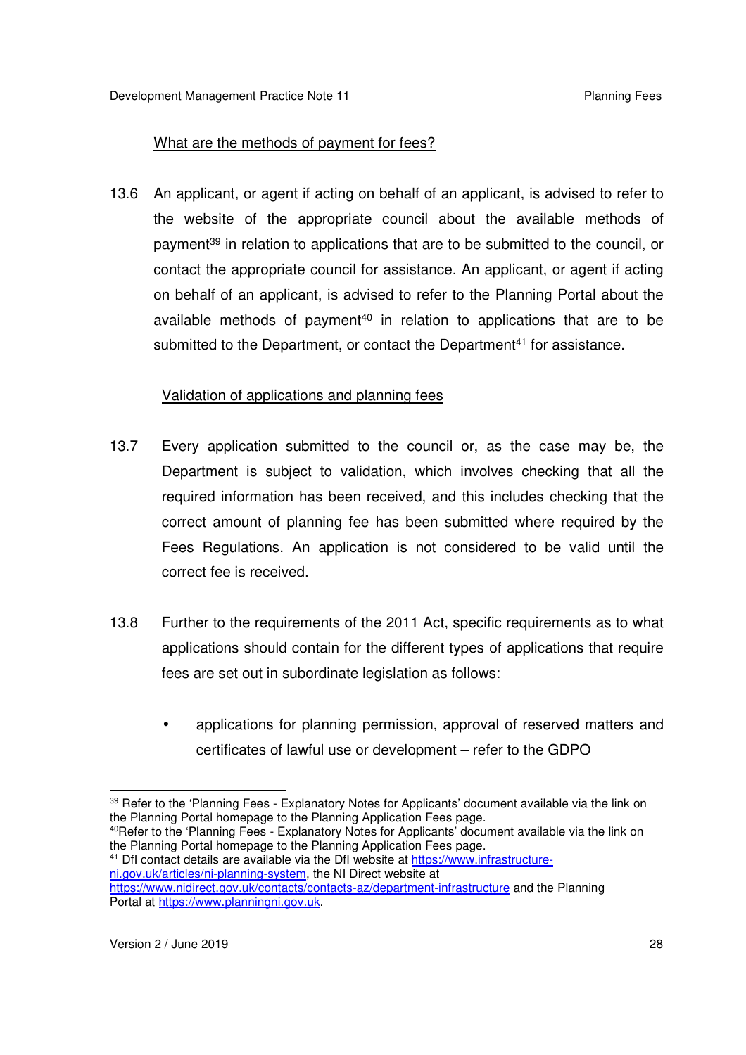What are the methods of payment for fees?

13.6 An applicant, or agent if acting on behalf of an applicant, is advised to refer to the website of the appropriate council about the available methods of payment[39] in relation to applications that are to be submitted to the council, or contact the appropriate council for assistance. An applicant, or agent if acting on behalf of an applicant, is advised to refer to the Planning Portal about the available methods of payment[40] in relation to applications that are to be submitted to the Department, or contact the Department[41] for assistance.

Validation of applications and planning fees

13.7 Every application submitted to the council or, as the case may be, the Department is subject to validation, which involves checking that all the required information has been received, and this includes checking that the correct amount of planning fee has been submitted where required by the Fees Regulations. An application is not considered to be valid until the correct fee is received.

13.8 Further to the requirements of the 2011 Act, specific requirements as to what applications should contain for the different types of applications that require fees are set out in subordinate legislation as follows:

- applications for planning permission, approval of reserved matters and certificates of lawful use or development – refer to the GDPO

---

[39] Refer to the 'Planning Fees - Explanatory Notes for Applicants' document available via the link on the Planning Portal homepage to the Planning Application Fees page.

[40] Refer to the 'Planning Fees - Explanatory Notes for Applicants' document available via the link on the Planning Portal homepage to the Planning Application Fees page.

[41] DfI contact details are available via the DfI website at https://www.infrastructure-ni.gov.uk/articles/ni-planning-system, the NI Direct website at https://www.nidirect.gov.uk/contacts/contacts-az/department-infrastructure and the Planning Portal at https://www.planningni.gov.uk.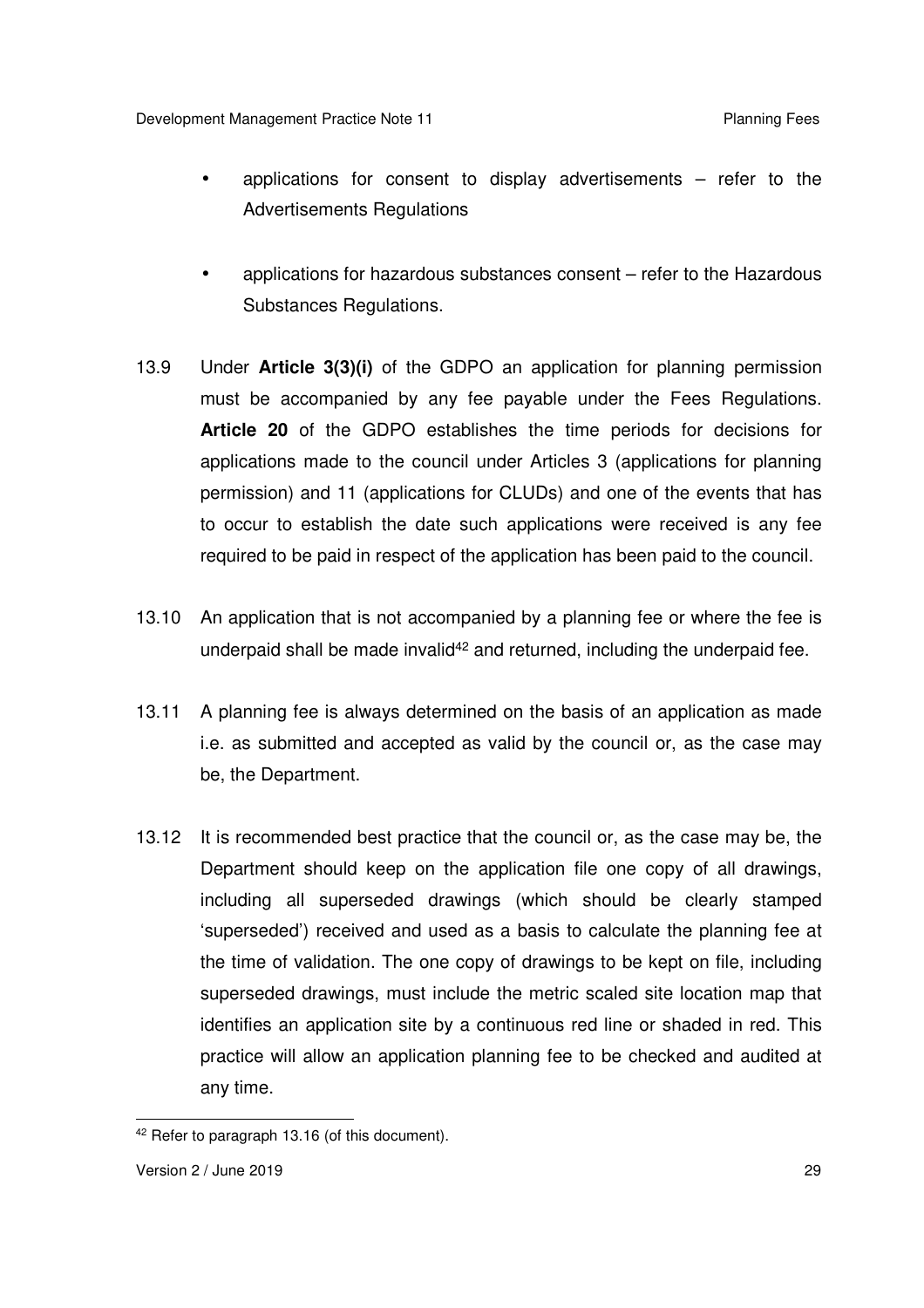- applications for consent to display advertisements – refer to the Advertisements Regulations

- applications for hazardous substances consent – refer to the Hazardous Substances Regulations.

13.9 Under **Article 3(3)(i)** of the GDPO an application for planning permission must be accompanied by any fee payable under the Fees Regulations. **Article 20** of the GDPO establishes the time periods for decisions for applications made to the council under Articles 3 (applications for planning permission) and 11 (applications for CLUDs) and one of the events that has to occur to establish the date such applications were received is any fee required to be paid in respect of the application has been paid to the council.

13.10 An application that is not accompanied by a planning fee or where the fee is underpaid shall be made invalid[42] and returned, including the underpaid fee.

13.11 A planning fee is always determined on the basis of an application as made i.e. as submitted and accepted as valid by the council or, as the case may be, the Department.

13.12 It is recommended best practice that the council or, as the case may be, the Department should keep on the application file one copy of all drawings, including all superseded drawings (which should be clearly stamped 'superseded') received and used as a basis to calculate the planning fee at the time of validation. The one copy of drawings to be kept on file, including superseded drawings, must include the metric scaled site location map that identifies an application site by a continuous red line or shaded in red. This practice will allow an application planning fee to be checked and audited at any time.

[42] Refer to paragraph 13.16 (of this document).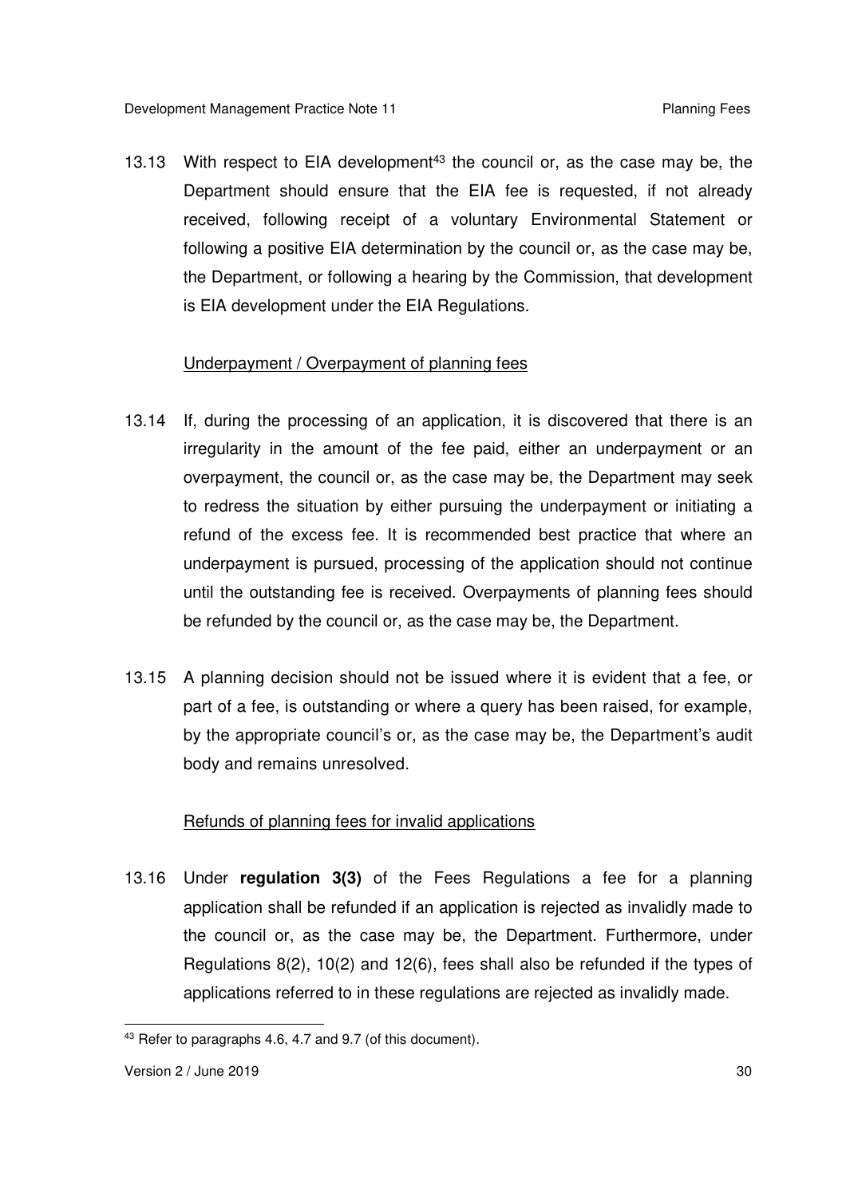13.13 With respect to EIA development[43] the council or, as the case may be, the Department should ensure that the EIA fee is requested, if not already received, following receipt of a voluntary Environmental Statement or following a positive EIA determination by the council or, as the case may be, the Department, or following a hearing by the Commission, that development is EIA development under the EIA Regulations.

Underpayment / Overpayment of planning fees

13.14 If, during the processing of an application, it is discovered that there is an irregularity in the amount of the fee paid, either an underpayment or an overpayment, the council or, as the case may be, the Department may seek to redress the situation by either pursuing the underpayment or initiating a refund of the excess fee. It is recommended best practice that where an underpayment is pursued, processing of the application should not continue until the outstanding fee is received. Overpayments of planning fees should be refunded by the council or, as the case may be, the Department.

13.15 A planning decision should not be issued where it is evident that a fee, or part of a fee, is outstanding or where a query has been raised, for example, by the appropriate council's or, as the case may be, the Department's audit body and remains unresolved.

Refunds of planning fees for invalid applications

13.16 Under **regulation 3(3)** of the Fees Regulations a fee for a planning application shall be refunded if an application is rejected as invalidly made to the council or, as the case may be, the Department. Furthermore, under Regulations 8(2), 10(2) and 12(6), fees shall also be refunded if the types of applications referred to in these regulations are rejected as invalidly made.

[43] Refer to paragraphs 4.6, 4.7 and 9.7 (of this document).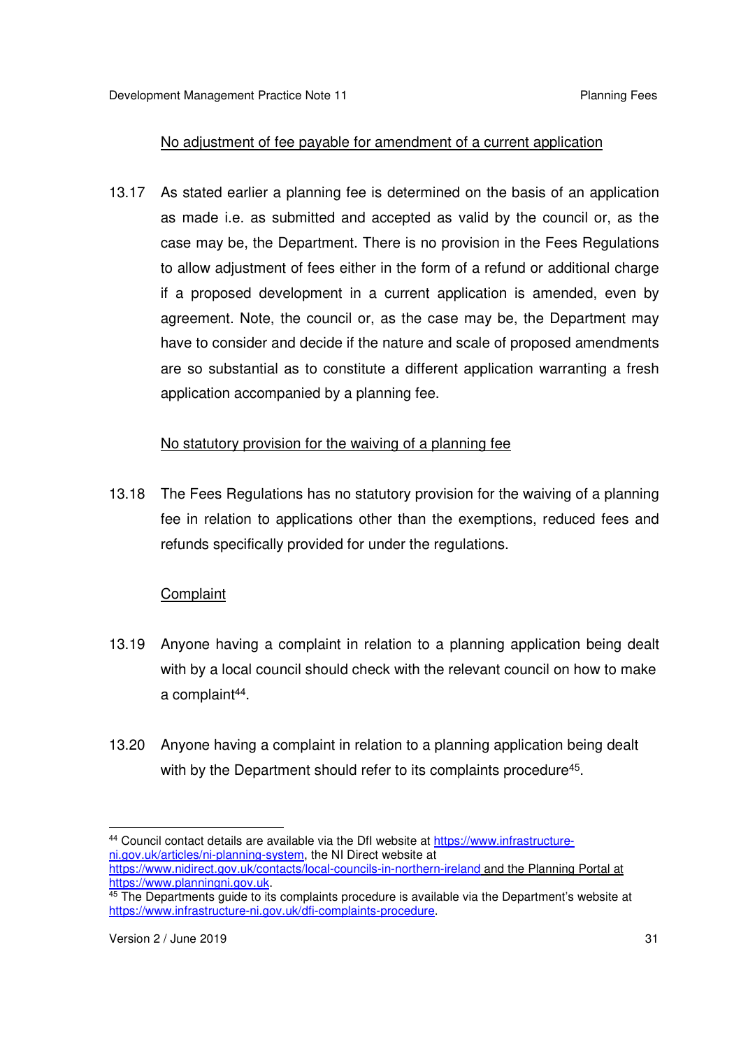No adjustment of fee payable for amendment of a current application

13.17 As stated earlier a planning fee is determined on the basis of an application as made i.e. as submitted and accepted as valid by the council or, as the case may be, the Department. There is no provision in the Fees Regulations to allow adjustment of fees either in the form of a refund or additional charge if a proposed development in a current application is amended, even by agreement. Note, the council or, as the case may be, the Department may have to consider and decide if the nature and scale of proposed amendments are so substantial as to constitute a different application warranting a fresh application accompanied by a planning fee.

No statutory provision for the waiving of a planning fee

13.18 The Fees Regulations has no statutory provision for the waiving of a planning fee in relation to applications other than the exemptions, reduced fees and refunds specifically provided for under the regulations.

Complaint

13.19 Anyone having a complaint in relation to a planning application being dealt with by a local council should check with the relevant council on how to make a complaint[44].

13.20 Anyone having a complaint in relation to a planning application being dealt with by the Department should refer to its complaints procedure[45].

---

[44] Council contact details are available via the DfI website at https://www.infrastructure-ni.gov.uk/articles/ni-planning-system, the NI Direct website at https://www.nidirect.gov.uk/contacts/local-councils-in-northern-ireland and the Planning Portal at https://www.planningni.gov.uk.

[45] The Departments guide to its complaints procedure is available via the Department's website at https://www.infrastructure-ni.gov.uk/dfi-complaints-procedure.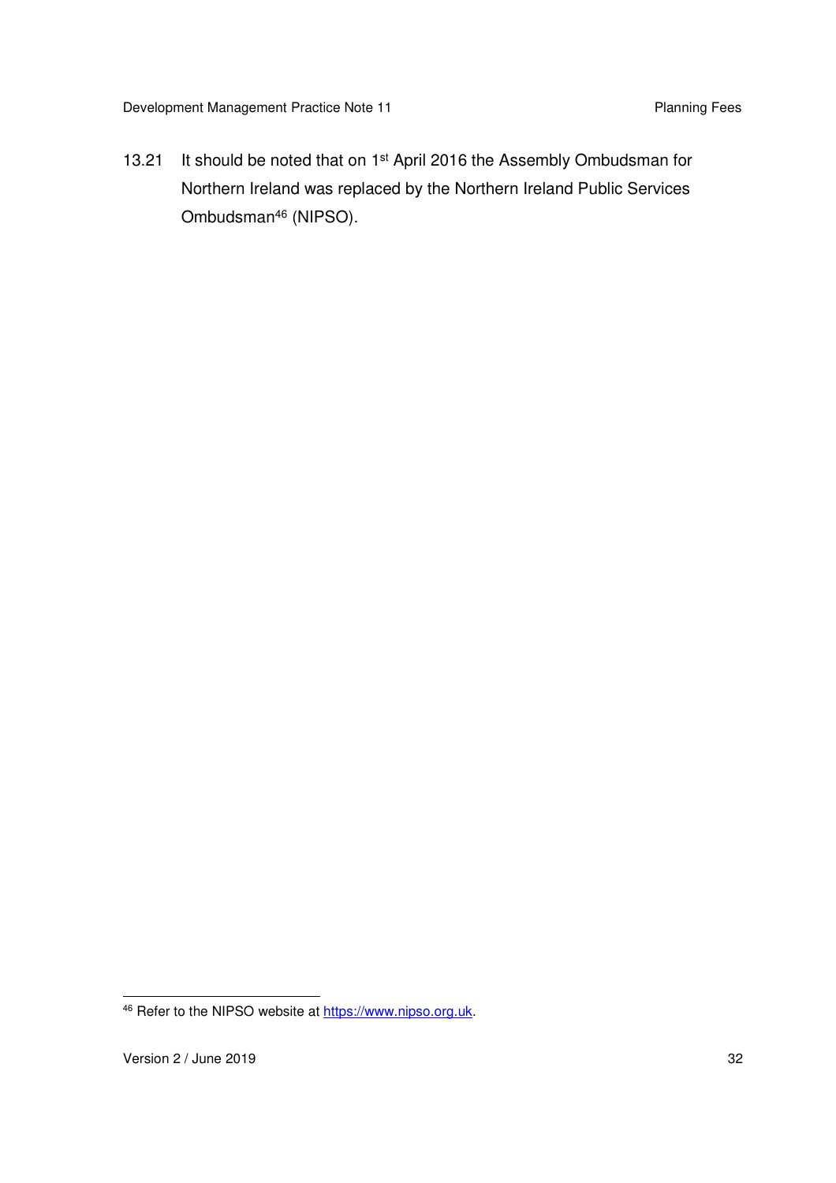13.21 It should be noted that on 1st April 2016 the Assembly Ombudsman for Northern Ireland was replaced by the Northern Ireland Public Services Ombudsman[46] (NIPSO).

[46] Refer to the NIPSO website at https://www.nipso.org.uk.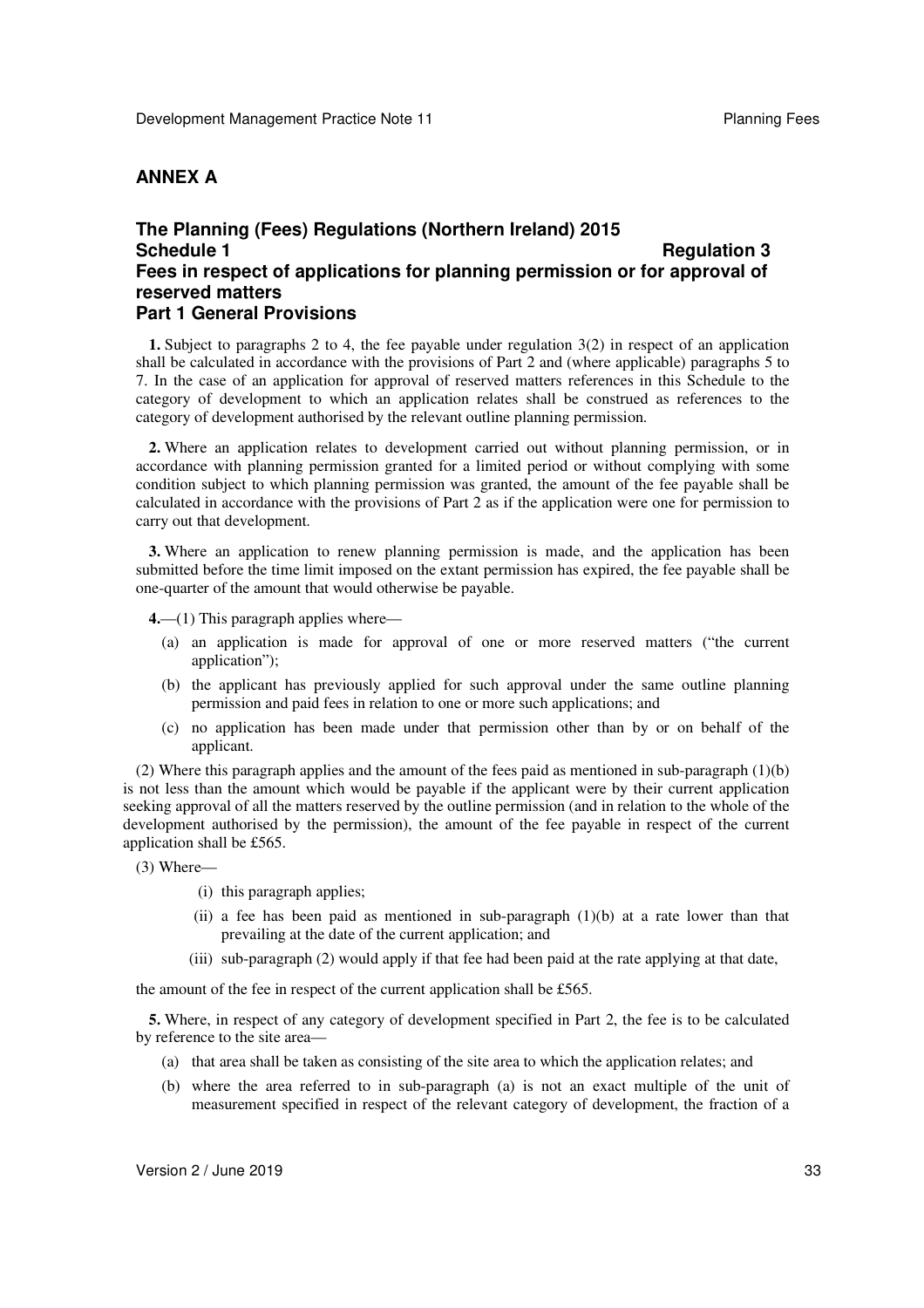## ANNEX A

### The Planning (Fees) Regulations (Northern Ireland) 2015
### Schedule 1 — Regulation 3
### Fees in respect of applications for planning permission or for approval of reserved matters
### Part 1 General Provisions

**1.** Subject to paragraphs 2 to 4, the fee payable under regulation 3(2) in respect of an application shall be calculated in accordance with the provisions of Part 2 and (where applicable) paragraphs 5 to 7. In the case of an application for approval of reserved matters references in this Schedule to the category of development to which an application relates shall be construed as references to the category of development authorised by the relevant outline planning permission.

**2.** Where an application relates to development carried out without planning permission, or in accordance with planning permission granted for a limited period or without complying with some condition subject to which planning permission was granted, the amount of the fee payable shall be calculated in accordance with the provisions of Part 2 as if the application were one for permission to carry out that development.

**3.** Where an application to renew planning permission is made, and the application has been submitted before the time limit imposed on the extant permission has expired, the fee payable shall be one-quarter of the amount that would otherwise be payable.

**4.**—(1) This paragraph applies where—

(a) an application is made for approval of one or more reserved matters ("the current application");

(b) the applicant has previously applied for such approval under the same outline planning permission and paid fees in relation to one or more such applications; and

(c) no application has been made under that permission other than by or on behalf of the applicant.

(2) Where this paragraph applies and the amount of the fees paid as mentioned in sub-paragraph (1)(b) is not less than the amount which would be payable if the applicant were by their current application seeking approval of all the matters reserved by the outline permission (and in relation to the whole of the development authorised by the permission), the amount of the fee payable in respect of the current application shall be £565.

(3) Where—

(i) this paragraph applies;

(ii) a fee has been paid as mentioned in sub-paragraph (1)(b) at a rate lower than that prevailing at the date of the current application; and

(iii) sub-paragraph (2) would apply if that fee had been paid at the rate applying at that date,

the amount of the fee in respect of the current application shall be £565.

**5.** Where, in respect of any category of development specified in Part 2, the fee is to be calculated by reference to the site area—

(a) that area shall be taken as consisting of the site area to which the application relates; and

(b) where the area referred to in sub-paragraph (a) is not an exact multiple of the unit of measurement specified in respect of the relevant category of development, the fraction of a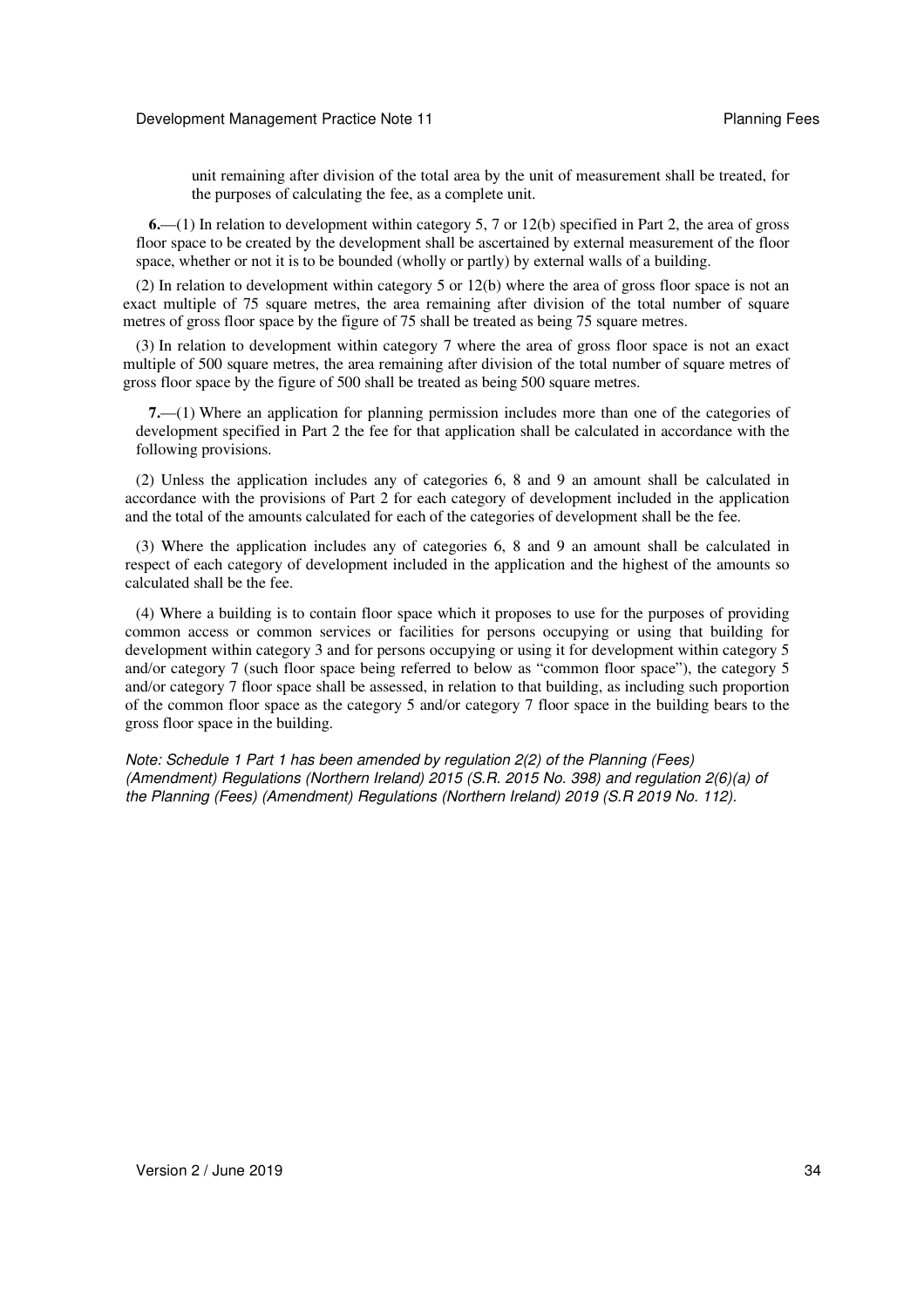unit remaining after division of the total area by the unit of measurement shall be treated, for the purposes of calculating the fee, as a complete unit.

**6.**—(1) In relation to development within category 5, 7 or 12(b) specified in Part 2, the area of gross floor space to be created by the development shall be ascertained by external measurement of the floor space, whether or not it is to be bounded (wholly or partly) by external walls of a building.

(2) In relation to development within category 5 or 12(b) where the area of gross floor space is not an exact multiple of 75 square metres, the area remaining after division of the total number of square metres of gross floor space by the figure of 75 shall be treated as being 75 square metres.

(3) In relation to development within category 7 where the area of gross floor space is not an exact multiple of 500 square metres, the area remaining after division of the total number of square metres of gross floor space by the figure of 500 shall be treated as being 500 square metres.

**7.**—(1) Where an application for planning permission includes more than one of the categories of development specified in Part 2 the fee for that application shall be calculated in accordance with the following provisions.

(2) Unless the application includes any of categories 6, 8 and 9 an amount shall be calculated in accordance with the provisions of Part 2 for each category of development included in the application and the total of the amounts calculated for each of the categories of development shall be the fee.

(3) Where the application includes any of categories 6, 8 and 9 an amount shall be calculated in respect of each category of development included in the application and the highest of the amounts so calculated shall be the fee.

(4) Where a building is to contain floor space which it proposes to use for the purposes of providing common access or common services or facilities for persons occupying or using that building for development within category 3 and for persons occupying or using it for development within category 5 and/or category 7 (such floor space being referred to below as "common floor space"), the category 5 and/or category 7 floor space shall be assessed, in relation to that building, as including such proportion of the common floor space as the category 5 and/or category 7 floor space in the building bears to the gross floor space in the building.

*Note: Schedule 1 Part 1 has been amended by regulation 2(2) of the Planning (Fees) (Amendment) Regulations (Northern Ireland) 2015 (S.R. 2015 No. 398) and regulation 2(6)(a) of the Planning (Fees) (Amendment) Regulations (Northern Ireland) 2019 (S.R 2019 No. 112).*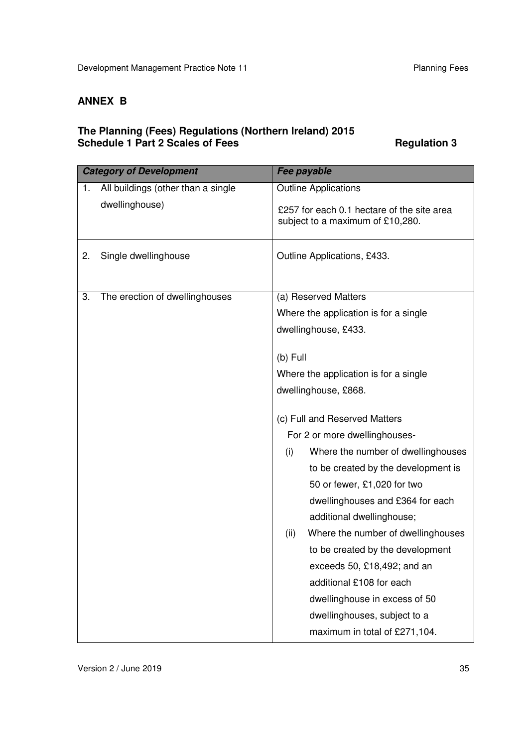## ANNEX B

### The Planning (Fees) Regulations (Northern Ireland) 2015
### Schedule 1 Part 2 Scales of Fees — Regulation 3

| *Category of Development* | *Fee payable* |
|---|---|
| 1. All buildings (other than a single dwellinghouse) | Outline Applications<br><br>£257 for each 0.1 hectare of the site area subject to a maximum of £10,280. |
| 2. Single dwellinghouse | Outline Applications, £433. |
| 3. The erection of dwellinghouses | (a) Reserved Matters<br>Where the application is for a single dwellinghouse, £433.<br><br>(b) Full<br>Where the application is for a single dwellinghouse, £868.<br><br>(c) Full and Reserved Matters<br>For 2 or more dwellinghouses-<br>(i) Where the number of dwellinghouses to be created by the development is 50 or fewer, £1,020 for two dwellinghouses and £364 for each additional dwellinghouse;<br>(ii) Where the number of dwellinghouses to be created by the development exceeds 50, £18,492; and an additional £108 for each dwellinghouse in excess of 50 dwellinghouses, subject to a maximum in total of £271,104. |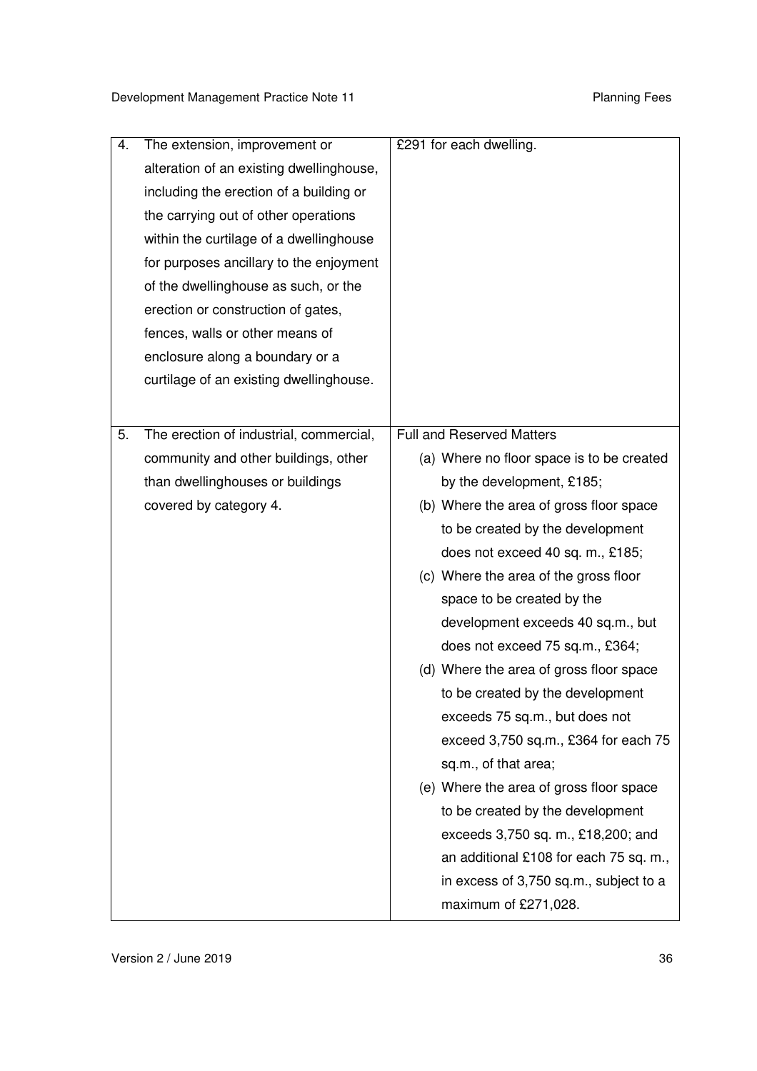| | | |
|---|---|---|
| 4. | The extension, improvement or alteration of an existing dwellinghouse, including the erection of a building or the carrying out of other operations within the curtilage of a dwellinghouse for purposes ancillary to the enjoyment of the dwellinghouse as such, or the erection or construction of gates, fences, walls or other means of enclosure along a boundary or a curtilage of an existing dwellinghouse. | £291 for each dwelling. |
| 5. | The erection of industrial, commercial, community and other buildings, other than dwellinghouses or buildings covered by category 4. | Full and Reserved Matters<br>(a) Where no floor space is to be created by the development, £185;<br>(b) Where the area of gross floor space to be created by the development does not exceed 40 sq. m., £185;<br>(c) Where the area of the gross floor space to be created by the development exceeds 40 sq.m., but does not exceed 75 sq.m., £364;<br>(d) Where the area of gross floor space to be created by the development exceeds 75 sq.m., but does not exceed 3,750 sq.m., £364 for each 75 sq.m., of that area;<br>(e) Where the area of gross floor space to be created by the development exceeds 3,750 sq. m., £18,200; and an additional £108 for each 75 sq. m., in excess of 3,750 sq.m., subject to a maximum of £271,028. |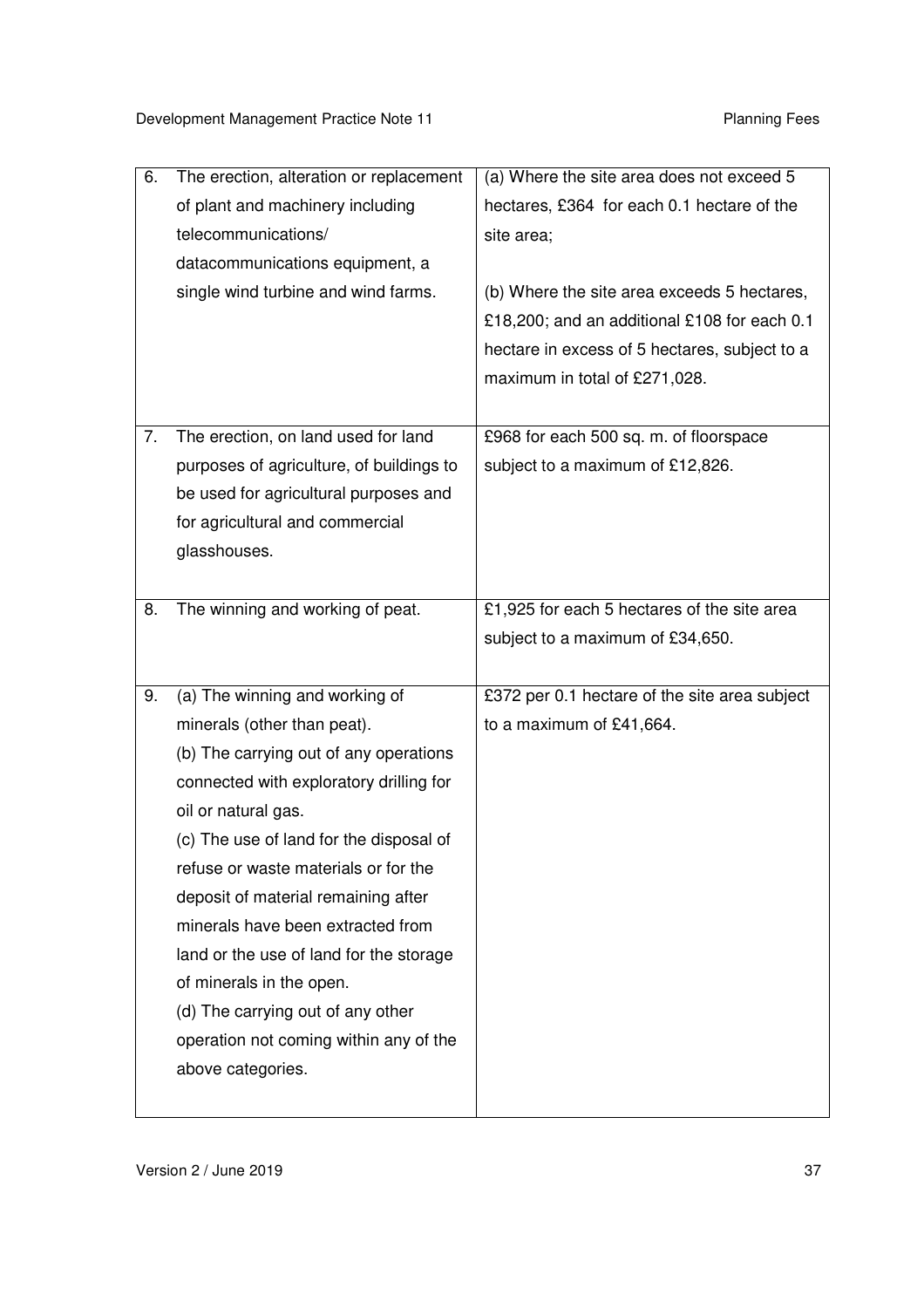| | | |
|---|---|---|
| 6. | The erection, alteration or replacement of plant and machinery including telecommunications/ datacommunications equipment, a single wind turbine and wind farms. | (a) Where the site area does not exceed 5 hectares, £364 for each 0.1 hectare of the site area;<br><br>(b) Where the site area exceeds 5 hectares, £18,200; and an additional £108 for each 0.1 hectare in excess of 5 hectares, subject to a maximum in total of £271,028. |
| 7. | The erection, on land used for land purposes of agriculture, of buildings to be used for agricultural purposes and for agricultural and commercial glasshouses. | £968 for each 500 sq. m. of floorspace subject to a maximum of £12,826. |
| 8. | The winning and working of peat. | £1,925 for each 5 hectares of the site area subject to a maximum of £34,650. |
| 9. | (a) The winning and working of minerals (other than peat).<br>(b) The carrying out of any operations connected with exploratory drilling for oil or natural gas.<br>(c) The use of land for the disposal of refuse or waste materials or for the deposit of material remaining after minerals have been extracted from land or the use of land for the storage of minerals in the open.<br>(d) The carrying out of any other operation not coming within any of the above categories. | £372 per 0.1 hectare of the site area subject to a maximum of £41,664. |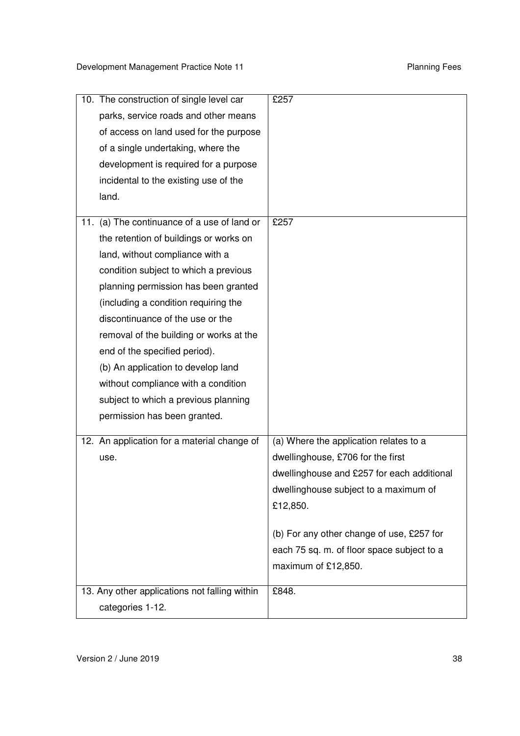| | |
|---|---|
| 10. The construction of single level car parks, service roads and other means of access on land used for the purpose of a single undertaking, where the development is required for a purpose incidental to the existing use of the land. | £257 |
| 11. (a) The continuance of a use of land or the retention of buildings or works on land, without compliance with a condition subject to which a previous planning permission has been granted (including a condition requiring the discontinuance of the use or the removal of the building or works at the end of the specified period).<br>(b) An application to develop land without compliance with a condition subject to which a previous planning permission has been granted. | £257 |
| 12. An application for a material change of use. | (a) Where the application relates to a dwellinghouse, £706 for the first dwellinghouse and £257 for each additional dwellinghouse subject to a maximum of £12,850.<br><br>(b) For any other change of use, £257 for each 75 sq. m. of floor space subject to a maximum of £12,850. |
| 13. Any other applications not falling within categories 1-12. | £848. |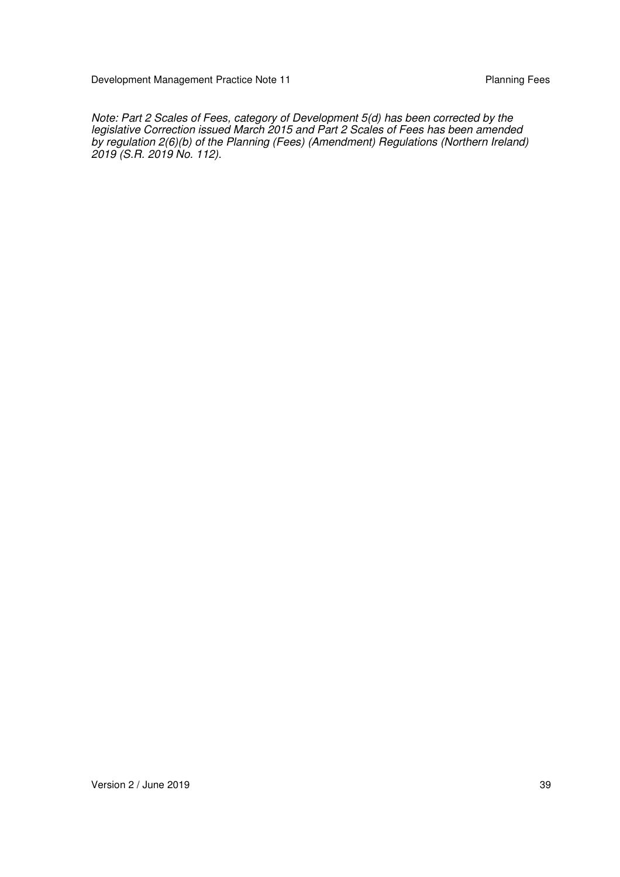*Note: Part 2 Scales of Fees, category of Development 5(d) has been corrected by the legislative Correction issued March 2015 and Part 2 Scales of Fees has been amended by regulation 2(6)(b) of the Planning (Fees) (Amendment) Regulations (Northern Ireland) 2019 (S.R. 2019 No. 112).*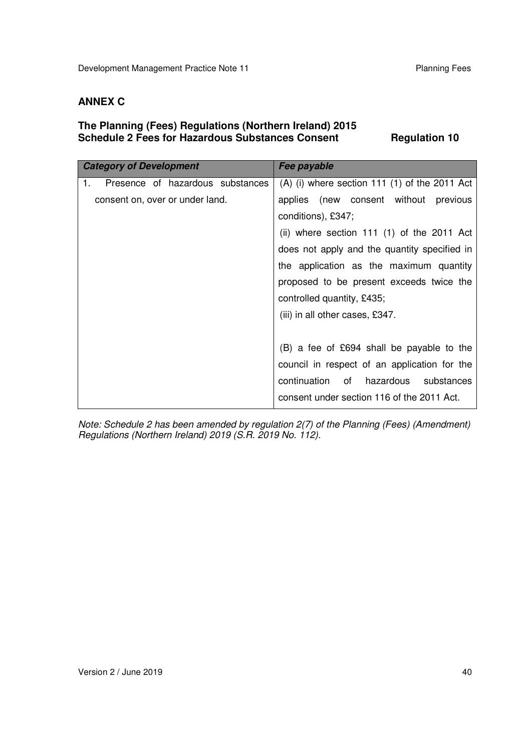## ANNEX C

### The Planning (Fees) Regulations (Northern Ireland) 2015
### Schedule 2 Fees for Hazardous Substances Consent — Regulation 10

| *Category of Development* | *Fee payable* |
|---|---|
| 1. Presence of hazardous substances consent on, over or under land. | (A) (i) where section 111 (1) of the 2011 Act applies (new consent without previous conditions), £347;<br>(ii) where section 111 (1) of the 2011 Act does not apply and the quantity specified in the application as the maximum quantity proposed to be present exceeds twice the controlled quantity, £435;<br>(iii) in all other cases, £347.<br><br>(B) a fee of £694 shall be payable to the council in respect of an application for the continuation of hazardous substances consent under section 116 of the 2011 Act. |

*Note: Schedule 2 has been amended by regulation 2(7) of the Planning (Fees) (Amendment) Regulations (Northern Ireland) 2019 (S.R. 2019 No. 112).*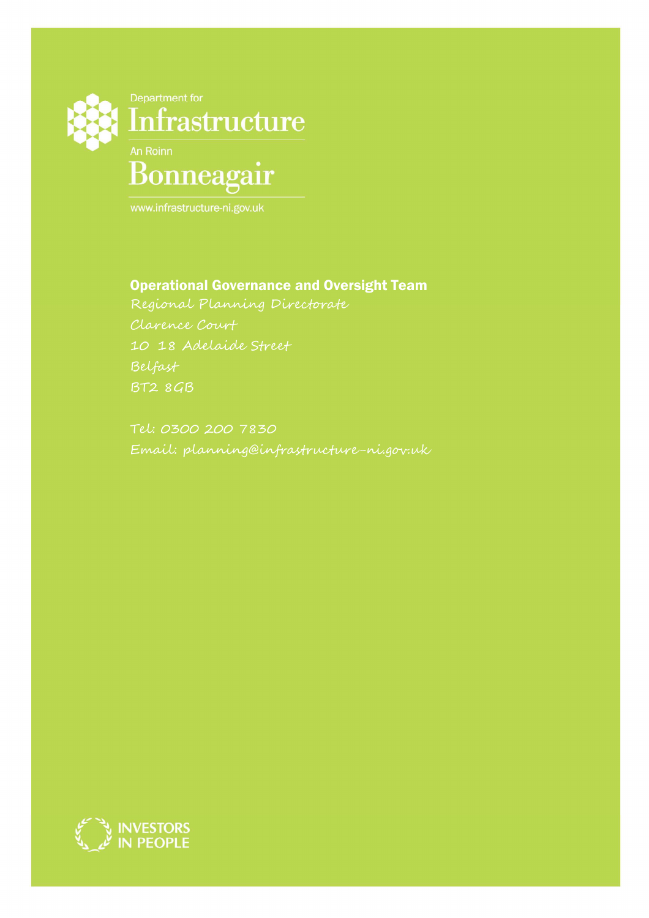Department for
Infrastructure

An Roinn
Bonneagair

www.infrastructure-ni.gov.uk

**Operational Governance and Oversight Team**

Regional Planning Directorate
Clarence Court
10 18 Adelaide Street
Belfast
BT2 8GB

Tel: 0300 200 7830
Email: planning@infrastructure-ni.gov.uk

INVESTORS IN PEOPLE